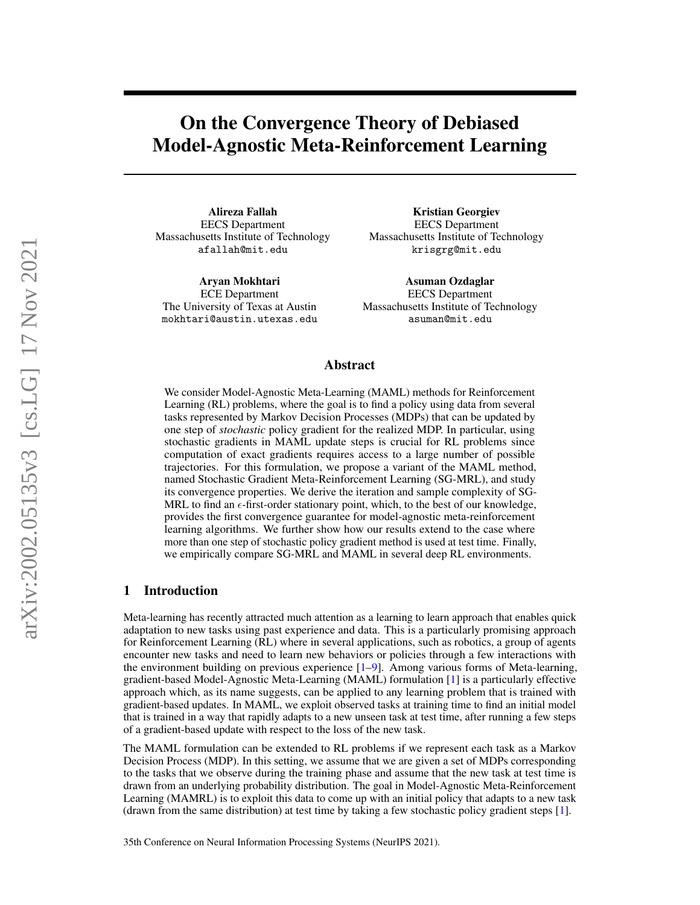# On the Convergence Theory of Debiased Model-Agnostic Meta-Reinforcement Learning

**Alireza Fallah**
EECS Department
Massachusetts Institute of Technology
afallah@mit.edu

**Kristian Georgiev**
EECS Department
Massachusetts Institute of Technology
krisgrg@mit.edu

**Aryan Mokhtari**
ECE Department
The University of Texas at Austin
mokhtari@austin.utexas.edu

**Asuman Ozdaglar**
EECS Department
Massachusetts Institute of Technology
asuman@mit.edu

## Abstract

We consider Model-Agnostic Meta-Learning (MAML) methods for Reinforcement Learning (RL) problems, where the goal is to find a policy using data from several tasks represented by Markov Decision Processes (MDPs) that can be updated by one step of *stochastic* policy gradient for the realized MDP. In particular, using stochastic gradients in MAML update steps is crucial for RL problems since computation of exact gradients requires access to a large number of possible trajectories. For this formulation, we propose a variant of the MAML method, named Stochastic Gradient Meta-Reinforcement Learning (SG-MRL), and study its convergence properties. We derive the iteration and sample complexity of SG-MRL to find an $\epsilon$-first-order stationary point, which, to the best of our knowledge, provides the first convergence guarantee for model-agnostic meta-reinforcement learning algorithms. We further show how our results extend to the case where more than one step of stochastic policy gradient method is used at test time. Finally, we empirically compare SG-MRL and MAML in several deep RL environments.

## 1 Introduction

Meta-learning has recently attracted much attention as a learning to learn approach that enables quick adaptation to new tasks using past experience and data. This is a particularly promising approach for Reinforcement Learning (RL) where in several applications, such as robotics, a group of agents encounter new tasks and need to learn new behaviors or policies through a few interactions with the environment building on previous experience [1–9]. Among various forms of Meta-learning, gradient-based Model-Agnostic Meta-Learning (MAML) formulation [1] is a particularly effective approach which, as its name suggests, can be applied to any learning problem that is trained with gradient-based updates. In MAML, we exploit observed tasks at training time to find an initial model that is trained in a way that rapidly adapts to a new unseen task at test time, after running a few steps of a gradient-based update with respect to the loss of the new task.

The MAML formulation can be extended to RL problems if we represent each task as a Markov Decision Process (MDP). In this setting, we assume that we are given a set of MDPs corresponding to the tasks that we observe during the training phase and assume that the new task at test time is drawn from an underlying probability distribution. The goal in Model-Agnostic Meta-Reinforcement Learning (MAMRL) is to exploit this data to come up with an initial policy that adapts to a new task (drawn from the same distribution) at test time by taking a few stochastic policy gradient steps [1].

35th Conference on Neural Information Processing Systems (NeurIPS 2021).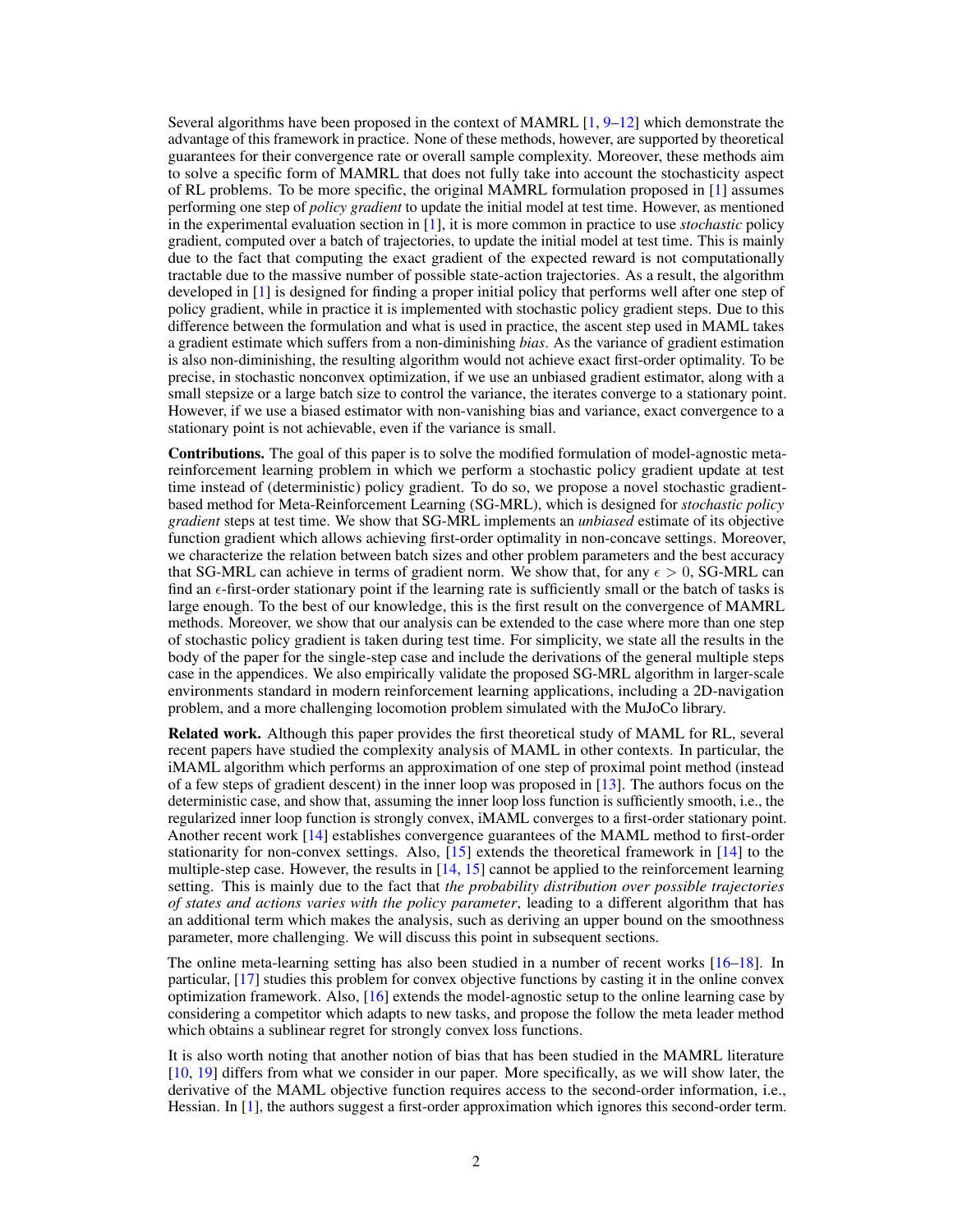Several algorithms have been proposed in the context of MAMRL [1, 9–12] which demonstrate the advantage of this framework in practice. None of these methods, however, are supported by theoretical guarantees for their convergence rate or overall sample complexity. Moreover, these methods aim to solve a specific form of MAMRL that does not fully take into account the stochasticity aspect of RL problems. To be more specific, the original MAMRL formulation proposed in [1] assumes performing one step of *policy gradient* to update the initial model at test time. However, as mentioned in the experimental evaluation section in [1], it is more common in practice to use *stochastic* policy gradient, computed over a batch of trajectories, to update the initial model at test time. This is mainly due to the fact that computing the exact gradient of the expected reward is not computationally tractable due to the massive number of possible state-action trajectories. As a result, the algorithm developed in [1] is designed for finding a proper initial policy that performs well after one step of policy gradient, while in practice it is implemented with stochastic policy gradient steps. Due to this difference between the formulation and what is used in practice, the ascent step used in MAML takes a gradient estimate which suffers from a non-diminishing *bias*. As the variance of gradient estimation is also non-diminishing, the resulting algorithm would not achieve exact first-order optimality. To be precise, in stochastic nonconvex optimization, if we use an unbiased gradient estimator, along with a small stepsize or a large batch size to control the variance, the iterates converge to a stationary point. However, if we use a biased estimator with non-vanishing bias and variance, exact convergence to a stationary point is not achievable, even if the variance is small.

**Contributions.** The goal of this paper is to solve the modified formulation of model-agnostic meta-reinforcement learning problem in which we perform a stochastic policy gradient update at test time instead of (deterministic) policy gradient. To do so, we propose a novel stochastic gradient-based method for Meta-Reinforcement Learning (SG-MRL), which is designed for *stochastic policy gradient* steps at test time. We show that SG-MRL implements an *unbiased* estimate of its objective function gradient which allows achieving first-order optimality in non-concave settings. Moreover, we characterize the relation between batch sizes and other problem parameters and the best accuracy that SG-MRL can achieve in terms of gradient norm. We show that, for any $\epsilon > 0$, SG-MRL can find an $\epsilon$-first-order stationary point if the learning rate is sufficiently small or the batch of tasks is large enough. To the best of our knowledge, this is the first result on the convergence of MAMRL methods. Moreover, we show that our analysis can be extended to the case where more than one step of stochastic policy gradient is taken during test time. For simplicity, we state all the results in the body of the paper for the single-step case and include the derivations of the general multiple steps case in the appendices. We also empirically validate the proposed SG-MRL algorithm in larger-scale environments standard in modern reinforcement learning applications, including a 2D-navigation problem, and a more challenging locomotion problem simulated with the MuJoCo library.

**Related work.** Although this paper provides the first theoretical study of MAML for RL, several recent papers have studied the complexity analysis of MAML in other contexts. In particular, the iMAML algorithm which performs an approximation of one step of proximal point method (instead of a few steps of gradient descent) in the inner loop was proposed in [13]. The authors focus on the deterministic case, and show that, assuming the inner loop loss function is sufficiently smooth, i.e., the regularized inner loop function is strongly convex, iMAML converges to a first-order stationary point. Another recent work [14] establishes convergence guarantees of the MAML method to first-order stationarity for non-convex settings. Also, [15] extends the theoretical framework in [14] to the multiple-step case. However, the results in [14, 15] cannot be applied to the reinforcement learning setting. This is mainly due to the fact that *the probability distribution over possible trajectories of states and actions varies with the policy parameter*, leading to a different algorithm that has an additional term which makes the analysis, such as deriving an upper bound on the smoothness parameter, more challenging. We will discuss this point in subsequent sections.

The online meta-learning setting has also been studied in a number of recent works [16–18]. In particular, [17] studies this problem for convex objective functions by casting it in the online convex optimization framework. Also, [16] extends the model-agnostic setup to the online learning case by considering a competitor which adapts to new tasks, and propose the follow the meta leader method which obtains a sublinear regret for strongly convex loss functions.

It is also worth noting that another notion of bias that has been studied in the MAMRL literature [10, 19] differs from what we consider in our paper. More specifically, as we will show later, the derivative of the MAML objective function requires access to the second-order information, i.e., Hessian. In [1], the authors suggest a first-order approximation which ignores this second-order term.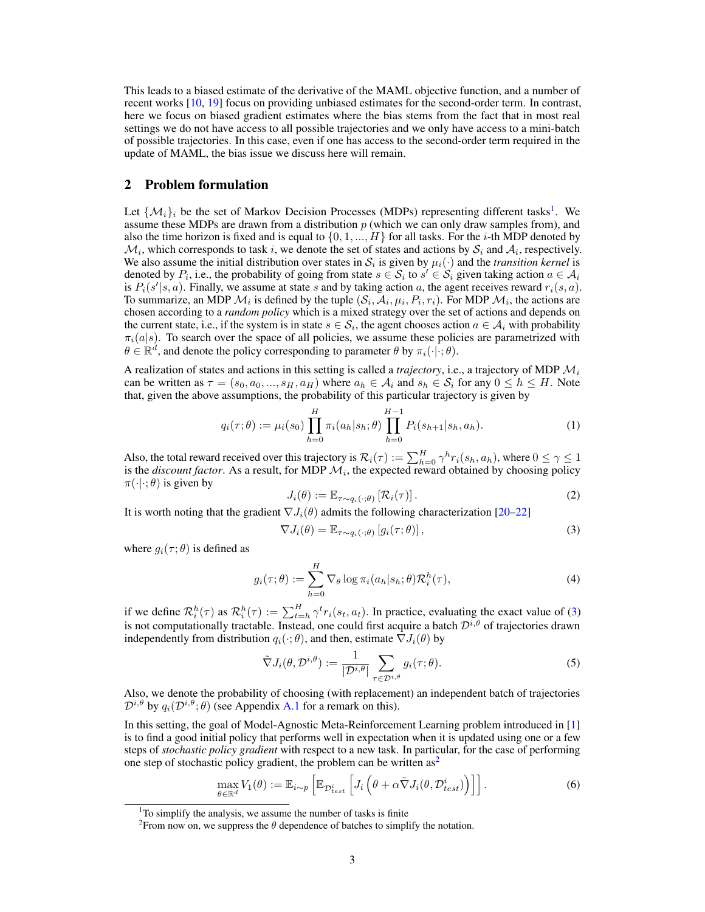This leads to a biased estimate of the derivative of the MAML objective function, and a number of recent works [10, 19] focus on providing unbiased estimates for the second-order term. In contrast, here we focus on biased gradient estimates where the bias stems from the fact that in most real settings we do not have access to all possible trajectories and we only have access to a mini-batch of possible trajectories. In this case, even if one has access to the second-order term required in the update of MAML, the bias issue we discuss here will remain.

## 2 Problem formulation

Let $\{\mathcal{M}_i\}_i$ be the set of Markov Decision Processes (MDPs) representing different tasks[1]. We assume these MDPs are drawn from a distribution $p$ (which we can only draw samples from), and also the time horizon is fixed and is equal to $\{0, 1, ..., H\}$ for all tasks. For the $i$-th MDP denoted by $\mathcal{M}_i$, which corresponds to task $i$, we denote the set of states and actions by $\mathcal{S}_i$ and $\mathcal{A}_i$, respectively. We also assume the initial distribution over states in $\mathcal{S}_i$ is given by $\mu_i(\cdot)$ and the *transition kernel* is denoted by $P_i$, i.e., the probability of going from state $s \in \mathcal{S}_i$ to $s' \in \mathcal{S}_i$ given taking action $a \in \mathcal{A}_i$ is $P_i(s'|s, a)$. Finally, we assume at state $s$ and by taking action $a$, the agent receives reward $r_i(s, a)$. To summarize, an MDP $\mathcal{M}_i$ is defined by the tuple $(\mathcal{S}_i, \mathcal{A}_i, \mu_i, P_i, r_i)$. For MDP $\mathcal{M}_i$, the actions are chosen according to a *random policy* which is a mixed strategy over the set of actions and depends on the current state, i.e., if the system is in state $s \in \mathcal{S}_i$, the agent chooses action $a \in \mathcal{A}_i$ with probability $\pi_i(a|s)$. To search over the space of all policies, we assume these policies are parametrized with $\theta \in \mathbb{R}^d$, and denote the policy corresponding to parameter $\theta$ by $\pi_i(\cdot|\cdot; \theta)$.

A realization of states and actions in this setting is called a *trajectory*, i.e., a trajectory of MDP $\mathcal{M}_i$ can be written as $\tau = (s_0, a_0, ..., s_H, a_H)$ where $a_h \in \mathcal{A}_i$ and $s_h \in \mathcal{S}_i$ for any $0 \leq h \leq H$. Note that, given the above assumptions, the probability of this particular trajectory is given by

$$q_i(\tau; \theta) := \mu_i(s_0) \prod_{h=0}^{H} \pi_i(a_h|s_h; \theta) \prod_{h=0}^{H-1} P_i(s_{h+1}|s_h, a_h). \tag{1}$$

Also, the total reward received over this trajectory is $\mathcal{R}_i(\tau) := \sum_{h=0}^{H} \gamma^h r_i(s_h, a_h)$, where $0 \leq \gamma \leq 1$ is the *discount factor*. As a result, for MDP $\mathcal{M}_i$, the expected reward obtained by choosing policy $\pi(\cdot|\cdot; \theta)$ is given by

$$J_i(\theta) := \mathbb{E}_{\tau \sim q_i(\cdot;\theta)} \left[\mathcal{R}_i(\tau)\right]. \tag{2}$$

It is worth noting that the gradient $\nabla J_i(\theta)$ admits the following characterization [20–22]

$$\nabla J_i(\theta) = \mathbb{E}_{\tau \sim q_i(\cdot;\theta)} \left[g_i(\tau; \theta)\right], \tag{3}$$

where $g_i(\tau; \theta)$ is defined as

$$g_i(\tau; \theta) := \sum_{h=0}^{H} \nabla_\theta \log \pi_i(a_h|s_h; \theta) \mathcal{R}_i^h(\tau), \tag{4}$$

if we define $\mathcal{R}_i^h(\tau)$ as $\mathcal{R}_i^h(\tau) := \sum_{t=h}^{H} \gamma^t r_i(s_t, a_t)$. In practice, evaluating the exact value of (3) is not computationally tractable. Instead, one could first acquire a batch $\mathcal{D}^{i,\theta}$ of trajectories drawn independently from distribution $q_i(\cdot; \theta)$, and then, estimate $\nabla J_i(\theta)$ by

$$\tilde{\nabla} J_i(\theta, \mathcal{D}^{i,\theta}) := \frac{1}{|\mathcal{D}^{i,\theta}|} \sum_{\tau \in \mathcal{D}^{i,\theta}} g_i(\tau; \theta). \tag{5}$$

Also, we denote the probability of choosing (with replacement) an independent batch of trajectories $\mathcal{D}^{i,\theta}$ by $q_i(\mathcal{D}^{i,\theta}; \theta)$ (see Appendix A.1 for a remark on this).

In this setting, the goal of Model-Agnostic Meta-Reinforcement Learning problem introduced in [1] is to find a good initial policy that performs well in expectation when it is updated using one or a few steps of *stochastic policy gradient* with respect to a new task. In particular, for the case of performing one step of stochastic policy gradient, the problem can be written as[2]

$$\max_{\theta \in \mathbb{R}^d} V_1(\theta) := \mathbb{E}_{i \sim p} \left[\mathbb{E}_{\mathcal{D}_{test}^i} \left[J_i\left(\theta + \alpha \tilde{\nabla} J_i(\theta, \mathcal{D}_{test}^i)\right)\right]\right]. \tag{6}$$

---

[1] To simplify the analysis, we assume the number of tasks is finite

[2] From now on, we suppress the $\theta$ dependence of batches to simplify the notation.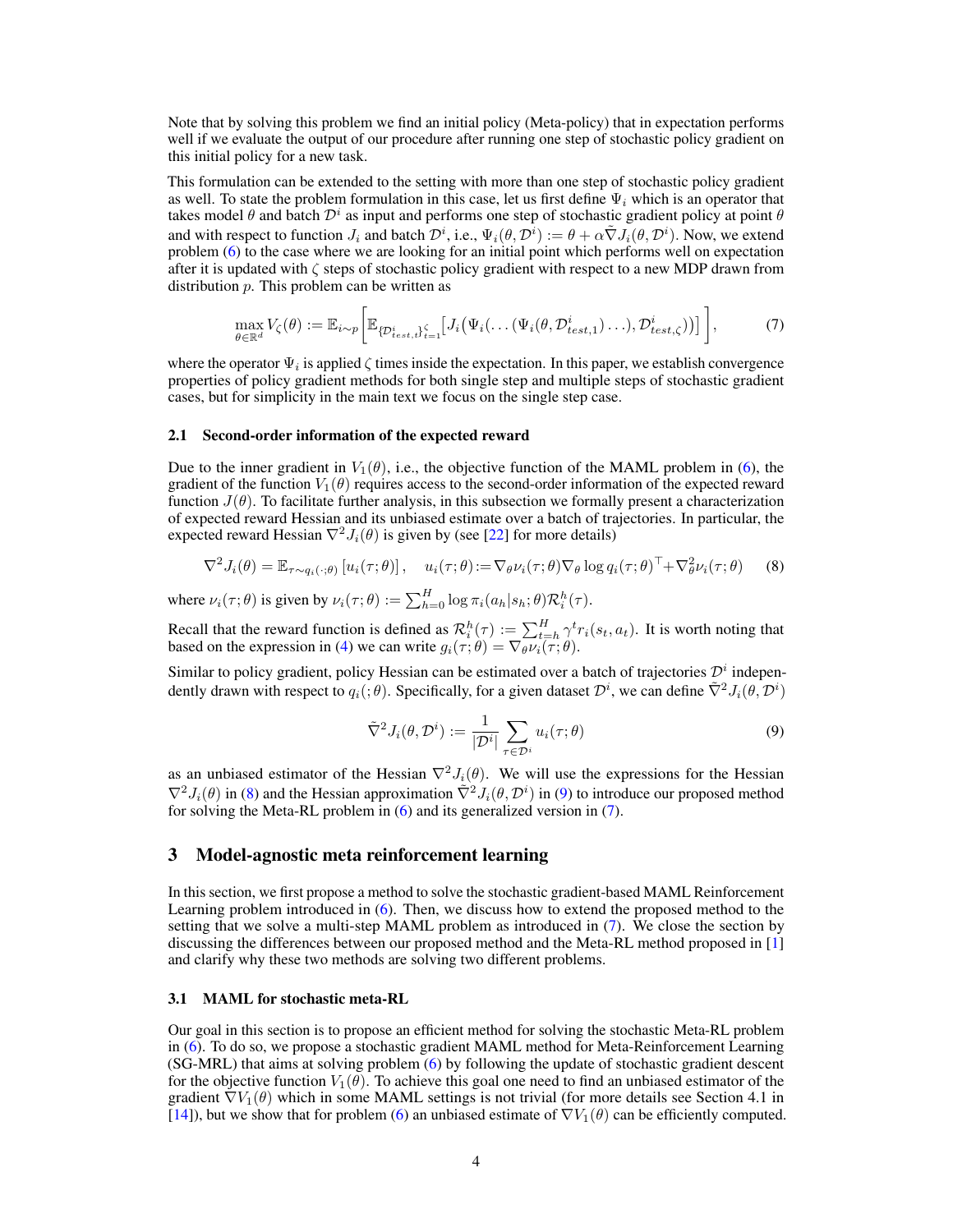Note that by solving this problem we find an initial policy (Meta-policy) that in expectation performs well if we evaluate the output of our procedure after running one step of stochastic policy gradient on this initial policy for a new task.

This formulation can be extended to the setting with more than one step of stochastic policy gradient as well. To state the problem formulation in this case, let us first define $\Psi_i$ which is an operator that takes model $\theta$ and batch $\mathcal{D}^i$ as input and performs one step of stochastic gradient policy at point $\theta$ and with respect to function $J_i$ and batch $\mathcal{D}^i$, i.e., $\Psi_i(\theta, \mathcal{D}^i) := \theta + \alpha \tilde{\nabla} J_i(\theta, \mathcal{D}^i)$. Now, we extend problem (6) to the case where we are looking for an initial point which performs well on expectation after it is updated with $\zeta$ steps of stochastic policy gradient with respect to a new MDP drawn from distribution $p$. This problem can be written as

$$\max_{\theta \in \mathbb{R}^d} V_\zeta(\theta) := \mathbb{E}_{i \sim p} \left[ \mathbb{E}_{\{\mathcal{D}^i_{test,t}\}_{t=1}^{\zeta}} \left[ J_i\big(\Psi_i(\dots(\Psi_i(\theta, \mathcal{D}^i_{test,1})\dots), \mathcal{D}^i_{test,\zeta})\big)\right] \right], \tag{7}$$

where the operator $\Psi_i$ is applied $\zeta$ times inside the expectation. In this paper, we establish convergence properties of policy gradient methods for both single step and multiple steps of stochastic gradient cases, but for simplicity in the main text we focus on the single step case.

### 2.1 Second-order information of the expected reward

Due to the inner gradient in $V_1(\theta)$, i.e., the objective function of the MAML problem in (6), the gradient of the function $V_1(\theta)$ requires access to the second-order information of the expected reward function $J(\theta)$. To facilitate further analysis, in this subsection we formally present a characterization of expected reward Hessian and its unbiased estimate over a batch of trajectories. In particular, the expected reward Hessian $\nabla^2 J_i(\theta)$ is given by (see [22] for more details)

$$\nabla^2 J_i(\theta) = \mathbb{E}_{\tau \sim q_i(\cdot;\theta)} \left[ u_i(\tau;\theta) \right], \quad u_i(\tau;\theta) := \nabla_\theta \nu_i(\tau;\theta) \nabla_\theta \log q_i(\tau;\theta)^\top + \nabla_\theta^2 \nu_i(\tau;\theta) \tag{8}$$

where $\nu_i(\tau;\theta)$ is given by $\nu_i(\tau;\theta) := \sum_{h=0}^{H} \log \pi_i(a_h|s_h;\theta) \mathcal{R}_i^h(\tau)$.

Recall that the reward function is defined as $\mathcal{R}_i^h(\tau) := \sum_{t=h}^{H} \gamma^t r_i(s_t, a_t)$. It is worth noting that based on the expression in (4) we can write $g_i(\tau;\theta) = \nabla_\theta \nu_i(\tau;\theta)$.

Similar to policy gradient, policy Hessian can be estimated over a batch of trajectories $\mathcal{D}^i$ independently drawn with respect to $q_i(;\theta)$. Specifically, for a given dataset $\mathcal{D}^i$, we can define $\tilde{\nabla}^2 J_i(\theta, \mathcal{D}^i)$

$$\tilde{\nabla}^2 J_i(\theta, \mathcal{D}^i) := \frac{1}{|\mathcal{D}^i|} \sum_{\tau \in \mathcal{D}^i} u_i(\tau;\theta) \tag{9}$$

as an unbiased estimator of the Hessian $\nabla^2 J_i(\theta)$. We will use the expressions for the Hessian $\nabla^2 J_i(\theta)$ in (8) and the Hessian approximation $\tilde{\nabla}^2 J_i(\theta, \mathcal{D}^i)$ in (9) to introduce our proposed method for solving the Meta-RL problem in (6) and its generalized version in (7).

## 3 Model-agnostic meta reinforcement learning

In this section, we first propose a method to solve the stochastic gradient-based MAML Reinforcement Learning problem introduced in (6). Then, we discuss how to extend the proposed method to the setting that we solve a multi-step MAML problem as introduced in (7). We close the section by discussing the differences between our proposed method and the Meta-RL method proposed in [1] and clarify why these two methods are solving two different problems.

### 3.1 MAML for stochastic meta-RL

Our goal in this section is to propose an efficient method for solving the stochastic Meta-RL problem in (6). To do so, we propose a stochastic gradient MAML method for Meta-Reinforcement Learning (SG-MRL) that aims at solving problem (6) by following the update of stochastic gradient descent for the objective function $V_1(\theta)$. To achieve this goal one need to find an unbiased estimator of the gradient $\nabla V_1(\theta)$ which in some MAML settings is not trivial (for more details see Section 4.1 in [14]), but we show that for problem (6) an unbiased estimate of $\nabla V_1(\theta)$ can be efficiently computed.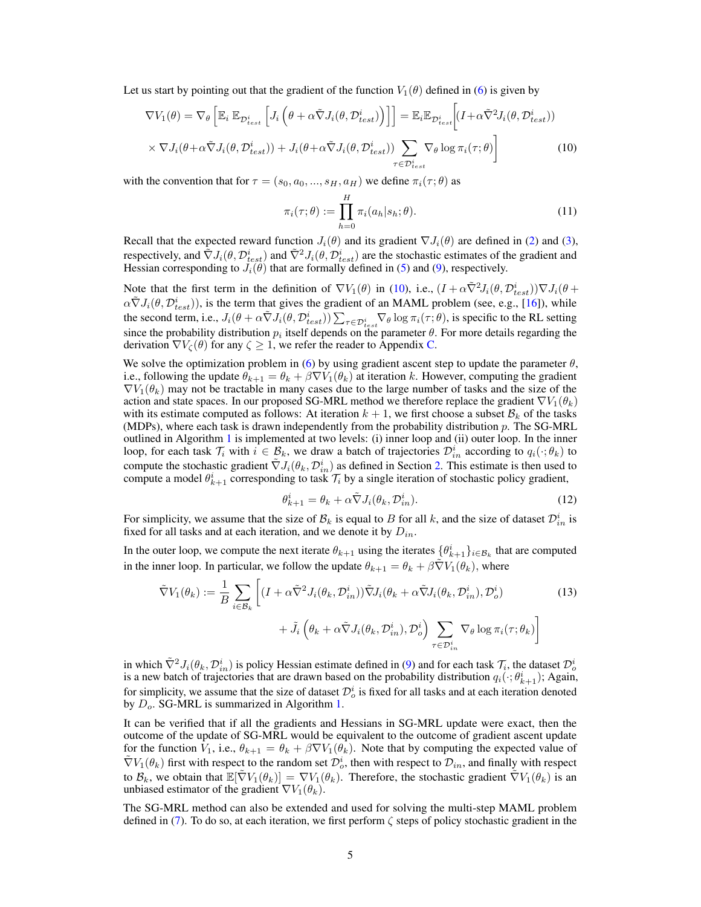Let us start by pointing out that the gradient of the function $V_1(\theta)$ defined in (6) is given by

$$\nabla V_1(\theta) = \nabla_\theta \left[ \mathbb{E}_i \, \mathbb{E}_{\mathcal{D}^i_{test}} \left[ J_i \left( \theta + \alpha \tilde{\nabla} J_i(\theta, \mathcal{D}^i_{test}) \right) \right] \right] = \mathbb{E}_i \mathbb{E}_{\mathcal{D}^i_{test}} \Bigg[ (I + \alpha \tilde{\nabla}^2 J_i(\theta, \mathcal{D}^i_{test}))$$

$$\times \nabla J_i(\theta + \alpha \tilde{\nabla} J_i(\theta, \mathcal{D}^i_{test})) + J_i(\theta + \alpha \tilde{\nabla} J_i(\theta, \mathcal{D}^i_{test})) \sum_{\tau \in \mathcal{D}^i_{test}} \nabla_\theta \log \pi_i(\tau; \theta) \Bigg] \tag{10}$$

with the convention that for $\tau = (s_0, a_0, ..., s_H, a_H)$ we define $\pi_i(\tau; \theta)$ as

$$\pi_i(\tau; \theta) := \prod_{h=0}^{H} \pi_i(a_h | s_h; \theta). \tag{11}$$

Recall that the expected reward function $J_i(\theta)$ and its gradient $\nabla J_i(\theta)$ are defined in (2) and (3), respectively, and $\tilde{\nabla} J_i(\theta, \mathcal{D}^i_{test})$ and $\tilde{\nabla}^2 J_i(\theta, \mathcal{D}^i_{test})$ are the stochastic estimates of the gradient and Hessian corresponding to $J_i(\theta)$ that are formally defined in (5) and (9), respectively.

Note that the first term in the definition of $\nabla V_1(\theta)$ in (10), i.e., $(I + \alpha \tilde{\nabla}^2 J_i(\theta, \mathcal{D}^i_{test})) \nabla J_i(\theta + \alpha \tilde{\nabla} J_i(\theta, \mathcal{D}^i_{test}))$, is the term that gives the gradient of an MAML problem (see, e.g., [16]), while the second term, i.e., $J_i(\theta + \alpha \tilde{\nabla} J_i(\theta, \mathcal{D}^i_{test})) \sum_{\tau \in \mathcal{D}^i_{test}} \nabla_\theta \log \pi_i(\tau; \theta)$, is specific to the RL setting since the probability distribution $p_i$ itself depends on the parameter $\theta$. For more details regarding the derivation $\nabla V_\zeta(\theta)$ for any $\zeta \geq 1$, we refer the reader to Appendix C.

We solve the optimization problem in (6) by using gradient ascent step to update the parameter $\theta$, i.e., following the update $\theta_{k+1} = \theta_k + \beta \nabla V_1(\theta_k)$ at iteration $k$. However, computing the gradient $\nabla V_1(\theta_k)$ may not be tractable in many cases due to the large number of tasks and the size of the action and state spaces. In our proposed SG-MRL method we therefore replace the gradient $\nabla V_1(\theta_k)$ with its estimate computed as follows: At iteration $k+1$, we first choose a subset $\mathcal{B}_k$ of the tasks (MDPs), where each task is drawn independently from the probability distribution $p$. The SG-MRL outlined in Algorithm 1 is implemented at two levels: (i) inner loop and (ii) outer loop. In the inner loop, for each task $\mathcal{T}_i$ with $i \in \mathcal{B}_k$, we draw a batch of trajectories $\mathcal{D}^i_{in}$ according to $q_i(\cdot; \theta_k)$ to compute the stochastic gradient $\tilde{\nabla} J_i(\theta_k, \mathcal{D}^i_{in})$ as defined in Section 2. This estimate is then used to compute a model $\theta^i_{k+1}$ corresponding to task $\mathcal{T}_i$ by a single iteration of stochastic policy gradient,

$$\theta^i_{k+1} = \theta_k + \alpha \tilde{\nabla} J_i(\theta_k, \mathcal{D}^i_{in}). \tag{12}$$

For simplicity, we assume that the size of $\mathcal{B}_k$ is equal to $B$ for all $k$, and the size of dataset $\mathcal{D}^i_{in}$ is fixed for all tasks and at each iteration, and we denote it by $D_{in}$.

In the outer loop, we compute the next iterate $\theta_{k+1}$ using the iterates $\{\theta^i_{k+1}\}_{i \in \mathcal{B}_k}$ that are computed in the inner loop. In particular, we follow the update $\theta_{k+1} = \theta_k + \beta \tilde{\nabla} V_1(\theta_k)$, where

$$\tilde{\nabla} V_1(\theta_k) := \frac{1}{B} \sum_{i \in \mathcal{B}_k} \Bigg[ (I + \alpha \tilde{\nabla}^2 J_i(\theta_k, \mathcal{D}^i_{in})) \tilde{\nabla} J_i(\theta_k + \alpha \tilde{\nabla} J_i(\theta_k, \mathcal{D}^i_{in}), \mathcal{D}^i_o) \tag{13}$$

$$+ \tilde{J}_i \left( \theta_k + \alpha \tilde{\nabla} J_i(\theta_k, \mathcal{D}^i_{in}), \mathcal{D}^i_o \right) \sum_{\tau \in \mathcal{D}^i_{in}} \nabla_\theta \log \pi_i(\tau; \theta_k) \Bigg]$$

in which $\tilde{\nabla}^2 J_i(\theta_k, \mathcal{D}^i_{in})$ is policy Hessian estimate defined in (9) and for each task $\mathcal{T}_i$, the dataset $\mathcal{D}^i_o$ is a new batch of trajectories that are drawn based on the probability distribution $q_i(\cdot; \theta^i_{k+1})$; Again, for simplicity, we assume that the size of dataset $\mathcal{D}^i_o$ is fixed for all tasks and at each iteration denoted by $D_o$. SG-MRL is summarized in Algorithm 1.

It can be verified that if all the gradients and Hessians in SG-MRL update were exact, then the outcome of the update of SG-MRL would be equivalent to the outcome of gradient ascent update for the function $V_1$, i.e., $\theta_{k+1} = \theta_k + \beta \nabla V_1(\theta_k)$. Note that by computing the expected value of $\tilde{\nabla} V_1(\theta_k)$ first with respect to the random set $\mathcal{D}^i_o$, then with respect to $\mathcal{D}_{in}$, and finally with respect to $\mathcal{B}_k$, we obtain that $\mathbb{E}[\tilde{\nabla} V_1(\theta_k)] = \nabla V_1(\theta_k)$. Therefore, the stochastic gradient $\tilde{\nabla} V_1(\theta_k)$ is an unbiased estimator of the gradient $\nabla V_1(\theta_k)$.

The SG-MRL method can also be extended and used for solving the multi-step MAML problem defined in (7). To do so, at each iteration, we first perform $\zeta$ steps of policy stochastic gradient in the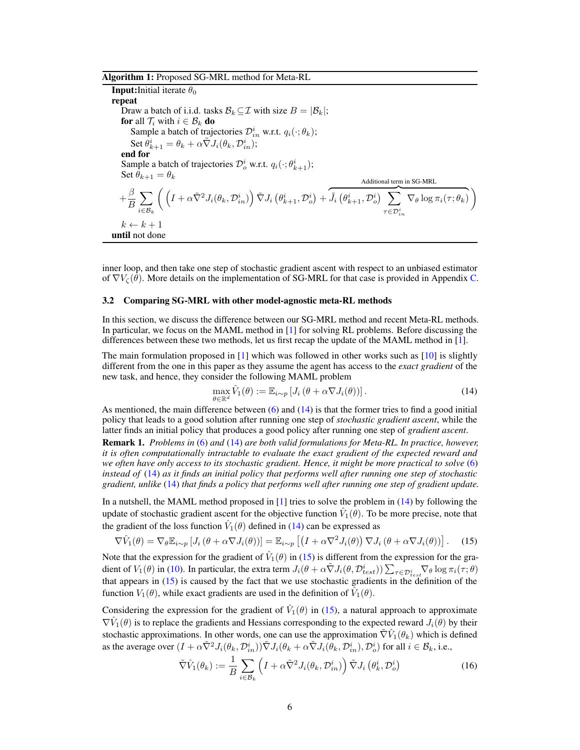**Algorithm 1:** Proposed SG-MRL method for Meta-RL

```
Input: Initial iterate θ_0
repeat
    Draw a batch of i.i.d. tasks B_k ⊆ I with size B = |B_k|;
    for all T_i with i ∈ B_k do
        Sample a batch of trajectories D^i_in w.r.t. q_i(·; θ_k);
        Set θ^i_{k+1} = θ_k + α ∇̃J_i(θ_k, D^i_in);
    end for
    Sample a batch of trajectories D^i_o w.r.t. q_i(·; θ^i_{k+1});
    Set θ_{k+1} = θ_k + (β/B) Σ_{i∈B_k} ( (I + α ∇̃²J_i(θ_k, D^i_in)) ∇̃J_i(θ^i_{k+1}, D^i_o)
                 + J̃_i(θ^i_{k+1}, D^i_o) Σ_{τ∈D^i_in} ∇_θ log π_i(τ; θ_k) )   [Additional term in SG-MRL]
    k ← k + 1
until not done
```

where the update is

$$\theta_{k+1} = \theta_k + \frac{\beta}{B} \sum_{i \in \mathcal{B}_k} \left( \left(I + \alpha \tilde{\nabla}^2 J_i(\theta_k, \mathcal{D}^i_{in})\right) \tilde{\nabla} J_i\left(\theta^i_{k+1}, \mathcal{D}^i_o\right) + \overbrace{\tilde{J}_i\left(\theta^i_{k+1}, \mathcal{D}^i_o\right) \sum_{\tau \in \mathcal{D}^i_{in}} \nabla_\theta \log \pi_i(\tau; \theta_k)}^{\text{Additional term in SG-MRL}} \right)$$

inner loop, and then take one step of stochastic gradient ascent with respect to an unbiased estimator of $\nabla V_\zeta(\theta)$. More details on the implementation of SG-MRL for that case is provided in Appendix C.

### 3.2 Comparing SG-MRL with other model-agnostic meta-RL methods

In this section, we discuss the difference between our SG-MRL method and recent Meta-RL methods. In particular, we focus on the MAML method in [1] for solving RL problems. Before discussing the differences between these two methods, let us first recap the update of the MAML method in [1].

The main formulation proposed in [1] which was followed in other works such as [10] is slightly different from the one in this paper as they assume the agent has access to the *exact gradient* of the new task, and hence, they consider the following MAML problem

$$\max_{\theta \in \mathbb{R}^d} \hat{V}_1(\theta) := \mathbb{E}_{i \sim p}\left[J_i\left(\theta + \alpha \nabla J_i(\theta)\right)\right]. \tag{14}$$

As mentioned, the main difference between (6) and (14) is that the former tries to find a good initial policy that leads to a good solution after running one step of *stochastic gradient ascent*, while the latter finds an initial policy that produces a good policy after running one step of *gradient ascent*.

**Remark 1.** *Problems in* (6) *and* (14) *are both valid formulations for Meta-RL. In practice, however, it is often computationally intractable to evaluate the exact gradient of the expected reward and we often have only access to its stochastic gradient. Hence, it might be more practical to solve* (6) *instead of* (14) *as it finds an initial policy that performs well after running one step of stochastic gradient, unlike* (14) *that finds a policy that performs well after running one step of gradient update.*

In a nutshell, the MAML method proposed in [1] tries to solve the problem in (14) by following the update of stochastic gradient ascent for the objective function $\hat{V}_1(\theta)$. To be more precise, note that the gradient of the loss function $\hat{V}_1(\theta)$ defined in (14) can be expressed as

$$\nabla \hat{V}_1(\theta) = \nabla_\theta \mathbb{E}_{i \sim p}\left[J_i\left(\theta + \alpha \nabla J_i(\theta)\right)\right] = \mathbb{E}_{i \sim p}\left[\left(I + \alpha \nabla^2 J_i(\theta)\right) \nabla J_i\left(\theta + \alpha \nabla J_i(\theta)\right)\right]. \tag{15}$$

Note that the expression for the gradient of $\hat{V}_1(\theta)$ in (15) is different from the expression for the gradient of $V_1(\theta)$ in (10). In particular, the extra term $J_i(\theta + \alpha \tilde{\nabla} J_i(\theta, \mathcal{D}^i_{test})) \sum_{\tau \in \mathcal{D}^i_{test}} \nabla_\theta \log \pi_i(\tau; \theta)$ that appears in (15) is caused by the fact that we use stochastic gradients in the definition of the function $V_1(\theta)$, while exact gradients are used in the definition of $\hat{V}_1(\theta)$.

Considering the expression for the gradient of $\hat{V}_1(\theta)$ in (15), a natural approach to approximate $\nabla \hat{V}_1(\theta)$ is to replace the gradients and Hessians corresponding to the expected reward $J_i(\theta)$ by their stochastic approximations. In other words, one can use the approximation $\tilde{\nabla} \hat{V}_1(\theta_k)$ which is defined as the average over $(I + \alpha \tilde{\nabla}^2 J_i(\theta_k, \mathcal{D}^i_{in})) \tilde{\nabla} J_i(\theta_k + \alpha \tilde{\nabla} J_i(\theta_k, \mathcal{D}^i_{in}), \mathcal{D}^i_o)$ for all $i \in \mathcal{B}_k$, i.e.,

$$\tilde{\nabla} \hat{V}_1(\theta_k) := \frac{1}{B} \sum_{i \in \mathcal{B}_k} \left(I + \alpha \tilde{\nabla}^2 J_i(\theta_k, \mathcal{D}^i_{in})\right) \tilde{\nabla} J_i\left(\theta^i_k, \mathcal{D}^i_o\right) \tag{16}$$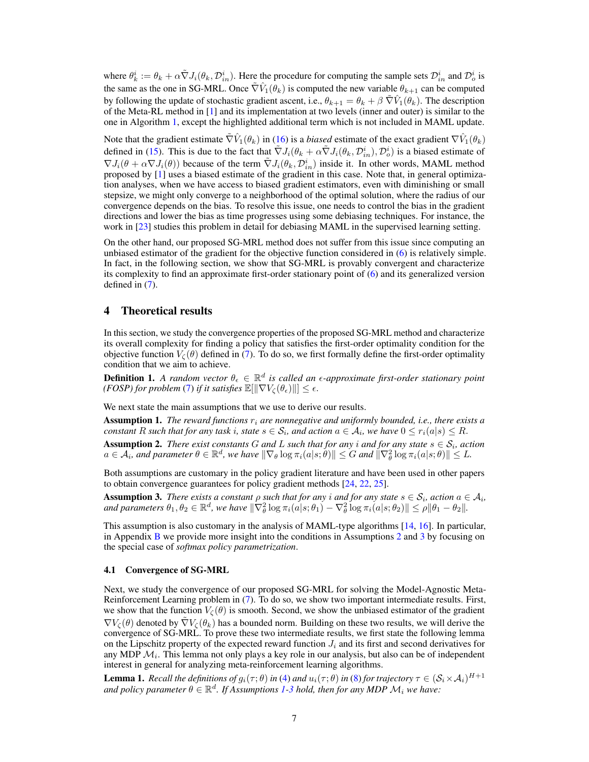where $\theta_k^i := \theta_k + \alpha \tilde{\nabla} J_i(\theta_k, \mathcal{D}_{in}^i)$. Here the procedure for computing the sample sets $\mathcal{D}_{in}^i$ and $\mathcal{D}_o^i$ is the same as the one in SG-MRL. Once $\tilde{\nabla} \hat{V}_1(\theta_k)$ is computed the new variable $\theta_{k+1}$ can be computed by following the update of stochastic gradient ascent, i.e., $\theta_{k+1} = \theta_k + \beta \, \tilde{\nabla} \hat{V}_1(\theta_k)$. The description of the Meta-RL method in [1] and its implementation at two levels (inner and outer) is similar to the one in Algorithm 1, except the highlighted additional term which is not included in MAML update.

Note that the gradient estimate $\tilde{\nabla} \hat{V}_1(\theta_k)$ in (16) is a *biased* estimate of the exact gradient $\nabla \hat{V}_1(\theta_k)$ defined in (15). This is due to the fact that $\tilde{\nabla} J_i(\theta_k + \alpha \tilde{\nabla} J_i(\theta_k, \mathcal{D}_{in}^i), \mathcal{D}_o^i)$ is a biased estimate of $\nabla J_i(\theta + \alpha \nabla J_i(\theta))$ because of the term $\tilde{\nabla} J_i(\theta_k, \mathcal{D}_{in}^i)$ inside it. In other words, MAML method proposed by [1] uses a biased estimate of the gradient in this case. Note that, in general optimization analyses, when we have access to biased gradient estimators, even with diminishing or small stepsize, we might only converge to a neighborhood of the optimal solution, where the radius of our convergence depends on the bias. To resolve this issue, one needs to control the bias in the gradient directions and lower the bias as time progresses using some debiasing techniques. For instance, the work in [23] studies this problem in detail for debiasing MAML in the supervised learning setting.

On the other hand, our proposed SG-MRL method does not suffer from this issue since computing an unbiased estimator of the gradient for the objective function considered in (6) is relatively simple. In fact, in the following section, we show that SG-MRL is provably convergent and characterize its complexity to find an approximate first-order stationary point of (6) and its generalized version defined in (7).

## 4 Theoretical results

In this section, we study the convergence properties of the proposed SG-MRL method and characterize its overall complexity for finding a policy that satisfies the first-order optimality condition for the objective function $V_\varsigma(\theta)$ defined in (7). To do so, we first formally define the first-order optimality condition that we aim to achieve.

**Definition 1.** *A random vector $\theta_\epsilon \in \mathbb{R}^d$ is called an $\epsilon$-approximate first-order stationary point (FOSP) for problem (7) if it satisfies $\mathbb{E}[\|\nabla V_\varsigma(\theta_\epsilon)\|] \leq \epsilon$.*

We next state the main assumptions that we use to derive our results.

**Assumption 1.** *The reward functions $r_i$ are nonnegative and uniformly bounded, i.e., there exists a constant $R$ such that for any task $i$, state $s \in \mathcal{S}_i$, and action $a \in \mathcal{A}_i$, we have $0 \leq r_i(a|s) \leq R$.*

**Assumption 2.** *There exist constants $G$ and $L$ such that for any $i$ and for any state $s \in \mathcal{S}_i$, action $a \in \mathcal{A}_i$, and parameter $\theta \in \mathbb{R}^d$, we have $\|\nabla_\theta \log \pi_i(a|s;\theta)\| \leq G$ and $\|\nabla_\theta^2 \log \pi_i(a|s;\theta)\| \leq L$.*

Both assumptions are customary in the policy gradient literature and have been used in other papers to obtain convergence guarantees for policy gradient methods [24, 22, 25].

**Assumption 3.** *There exists a constant $\rho$ such that for any $i$ and for any state $s \in \mathcal{S}_i$, action $a \in \mathcal{A}_i$, and parameters $\theta_1, \theta_2 \in \mathbb{R}^d$, we have $\|\nabla_\theta^2 \log \pi_i(a|s;\theta_1) - \nabla_\theta^2 \log \pi_i(a|s;\theta_2)\| \leq \rho \|\theta_1 - \theta_2\|$.*

This assumption is also customary in the analysis of MAML-type algorithms [14, 16]. In particular, in Appendix B we provide more insight into the conditions in Assumptions 2 and 3 by focusing on the special case of *softmax policy parametrization*.

### 4.1 Convergence of SG-MRL

Next, we study the convergence of our proposed SG-MRL for solving the Model-Agnostic Meta-Reinforcement Learning problem in (7). To do so, we show two important intermediate results. First, we show that the function $V_\varsigma(\theta)$ is smooth. Second, we show the unbiased estimator of the gradient $\nabla V_\varsigma(\theta)$ denoted by $\tilde{\nabla} V_\varsigma(\theta_k)$ has a bounded norm. Building on these two results, we will derive the convergence of SG-MRL. To prove these two intermediate results, we first state the following lemma on the Lipschitz property of the expected reward function $J_i$ and its first and second derivatives for any MDP $\mathcal{M}_i$. This lemma not only plays a key role in our analysis, but also can be of independent interest in general for analyzing meta-reinforcement learning algorithms.

**Lemma 1.** *Recall the definitions of $g_i(\tau;\theta)$ in (4) and $u_i(\tau;\theta)$ in (8) for trajectory $\tau \in (\mathcal{S}_i \times \mathcal{A}_i)^{H+1}$ and policy parameter $\theta \in \mathbb{R}^d$. If Assumptions 1-3 hold, then for any MDP $\mathcal{M}_i$ we have:*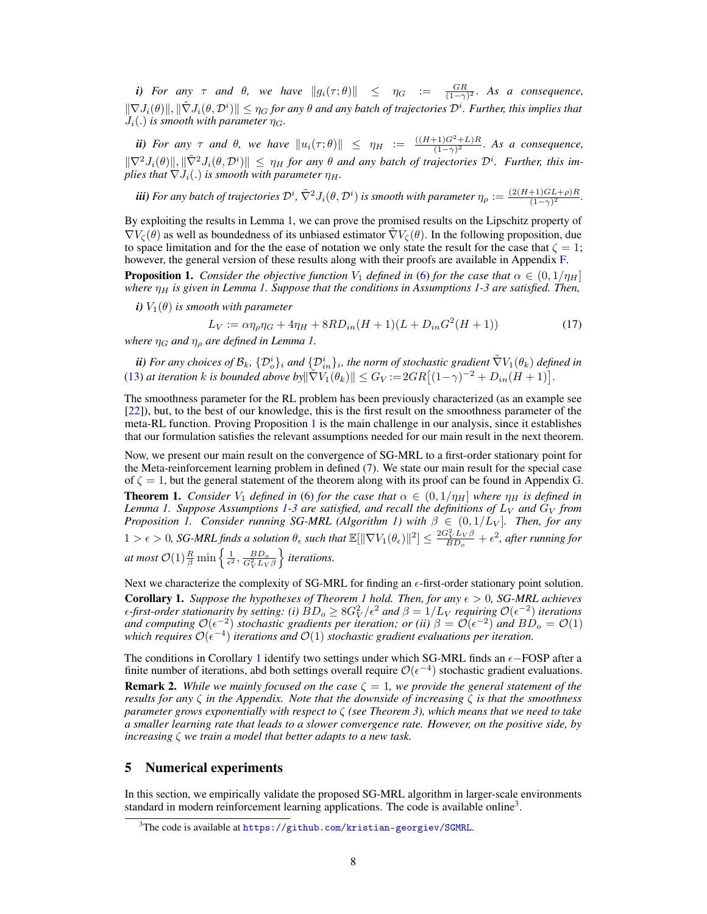***i)*** *For any* $\tau$ *and* $\theta$*, we have* $\|g_i(\tau;\theta)\| \leq \eta_G := \frac{GR}{(1-\gamma)^2}$*. As a consequence,* $\|\nabla J_i(\theta)\|, \|\tilde{\nabla} J_i(\theta, \mathcal{D}^i)\| \leq \eta_G$ *for any* $\theta$ *and any batch of trajectories* $\mathcal{D}^i$*. Further, this implies that* $J_i(.)$ *is smooth with parameter* $\eta_G$*.*

***ii)*** *For any* $\tau$ *and* $\theta$*, we have* $\|u_i(\tau;\theta)\| \leq \eta_H := \frac{((H+1)G^2+L)R}{(1-\gamma)^2}$*. As a consequence,* $\|\nabla^2 J_i(\theta)\|, \|\tilde{\nabla}^2 J_i(\theta, \mathcal{D}^i)\| \leq \eta_H$ *for any* $\theta$ *and any batch of trajectories* $\mathcal{D}^i$*. Further, this implies that* $\nabla J_i(.)$ *is smooth with parameter* $\eta_H$*.*

***iii)*** *For any batch of trajectories* $\mathcal{D}^i$*,* $\tilde{\nabla}^2 J_i(\theta, \mathcal{D}^i)$ *is smooth with parameter* $\eta_\rho := \frac{(2(H+1)GL+\rho)R}{(1-\gamma)^2}$*.*

By exploiting the results in Lemma 1, we can prove the promised results on the Lipschitz property of $\nabla V_\zeta(\theta)$ as well as boundedness of its unbiased estimator $\tilde{\nabla} V_\zeta(\theta)$. In the following proposition, due to space limitation and for the the ease of notation we only state the result for the case that $\zeta = 1$; however, the general version of these results along with their proofs are available in Appendix F.

**Proposition 1.** *Consider the objective function* $V_1$ *defined in (6) for the case that* $\alpha \in (0, 1/\eta_H]$ *where* $\eta_H$ *is given in Lemma 1. Suppose that the conditions in Assumptions 1-3 are satisfied. Then,*

***i)*** $V_1(\theta)$ *is smooth with parameter*

$$L_V := \alpha \eta_\rho \eta_G + 4\eta_H + 8RD_{in}(H+1)(L + D_{in}G^2(H+1)) \tag{17}$$

*where* $\eta_G$ *and* $\eta_\rho$ *are defined in Lemma 1.*

***ii)*** *For any choices of* $\mathcal{B}_k$*,* $\{\mathcal{D}_o^i\}_i$ *and* $\{\mathcal{D}_{in}^i\}_i$*, the norm of stochastic gradient* $\tilde{\nabla} V_1(\theta_k)$ *defined in (13) at iteration* $k$ *is bounded above by* $\|\tilde{\nabla} V_1(\theta_k)\| \leq G_V := 2GR\big[(1-\gamma)^{-2} + D_{in}(H+1)\big]$*.*

The smoothness parameter for the RL problem has been previously characterized (as an example see [22]), but, to the best of our knowledge, this is the first result on the smoothness parameter of the meta-RL function. Proving Proposition 1 is the main challenge in our analysis, since it establishes that our formulation satisfies the relevant assumptions needed for our main result in the next theorem.

Now, we present our main result on the convergence of SG-MRL to a first-order stationary point for the Meta-reinforcement learning problem in defined (7). We state our main result for the special case of $\zeta = 1$, but the general statement of the theorem along with its proof can be found in Appendix G.

**Theorem 1.** *Consider* $V_1$ *defined in (6) for the case that* $\alpha \in (0, 1/\eta_H]$ *where* $\eta_H$ *is defined in Lemma 1. Suppose Assumptions 1-3 are satisfied, and recall the definitions of* $L_V$ *and* $G_V$ *from Proposition 1. Consider running SG-MRL (Algorithm 1) with* $\beta \in (0, 1/L_V]$*. Then, for any* $1 > \epsilon > 0$*, SG-MRL finds a solution* $\theta_\epsilon$ *such that* $\mathbb{E}[\|\nabla V_1(\theta_\epsilon)\|^2] \leq \frac{2G_V^2 L_V \beta}{BD_o} + \epsilon^2$*, after running for at most* $\mathcal{O}(1)\frac{R}{\beta}\min\left\{\frac{1}{\epsilon^2}, \frac{BD_o}{G_V^2 L_V \beta}\right\}$ *iterations.*

Next we characterize the complexity of SG-MRL for finding an $\epsilon$-first-order stationary point solution.

**Corollary 1.** *Suppose the hypotheses of Theorem 1 hold. Then, for any* $\epsilon > 0$*, SG-MRL achieves* $\epsilon$*-first-order stationarity by setting: (i)* $BD_o \geq 8G_V^2/\epsilon^2$ *and* $\beta = 1/L_V$ *requiring* $\mathcal{O}(\epsilon^{-2})$ *iterations and computing* $\mathcal{O}(\epsilon^{-2})$ *stochastic gradients per iteration; or (ii)* $\beta = \mathcal{O}(\epsilon^{-2})$ *and* $BD_o = \mathcal{O}(1)$ *which requires* $\mathcal{O}(\epsilon^{-4})$ *iterations and* $\mathcal{O}(1)$ *stochastic gradient evaluations per iteration.*

The conditions in Corollary 1 identify two settings under which SG-MRL finds an $\epsilon-$FOSP after a finite number of iterations, abd both settings overall require $\mathcal{O}(\epsilon^{-4})$ stochastic gradient evaluations.

**Remark 2.** *While we mainly focused on the case* $\zeta = 1$*, we provide the general statement of the results for any* $\zeta$ *in the Appendix. Note that the downside of increasing* $\zeta$ *is that the smoothness parameter grows exponentially with respect to* $\zeta$ *(see Theorem 3), which means that we need to take a smaller learning rate that leads to a slower convergence rate. However, on the positive side, by increasing* $\zeta$ *we train a model that better adapts to a new task.*

## 5 Numerical experiments

In this section, we empirically validate the proposed SG-MRL algorithm in larger-scale environments standard in modern reinforcement learning applications. The code is available online[3].

[3]The code is available at https://github.com/kristian-georgiev/SGMRL.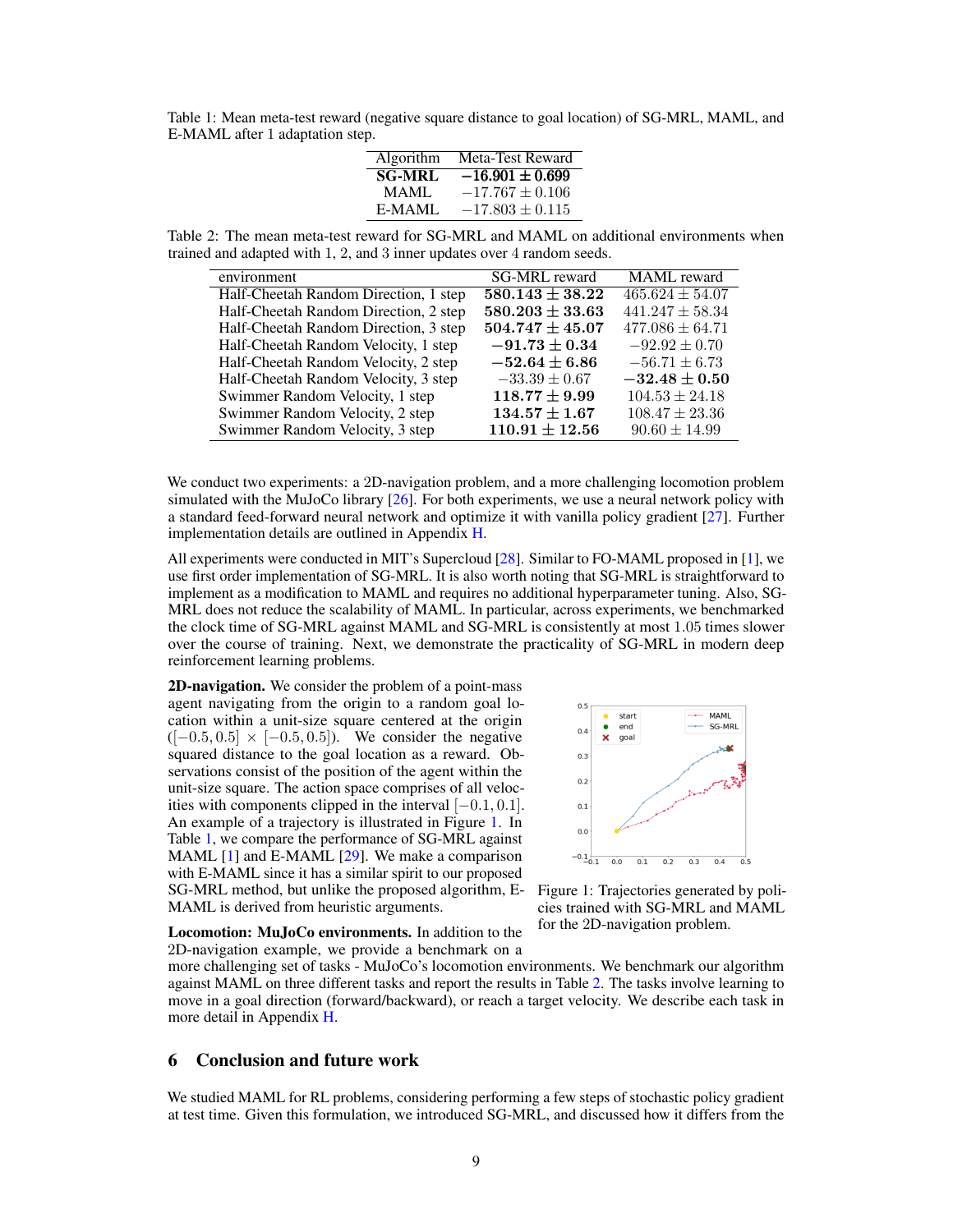Table 1: Mean meta-test reward (negative square distance to goal location) of SG-MRL, MAML, and E-MAML after 1 adaptation step.

| Algorithm | Meta-Test Reward |
|---|---|
| **SG-MRL** | $\mathbf{-16.901 \pm 0.699}$ |
| MAML | $-17.767 \pm 0.106$ |
| E-MAML | $-17.803 \pm 0.115$ |

Table 2: The mean meta-test reward for SG-MRL and MAML on additional environments when trained and adapted with 1, 2, and 3 inner updates over 4 random seeds.

| environment | SG-MRL reward | MAML reward |
|---|---|---|
| Half-Cheetah Random Direction, 1 step | $\mathbf{580.143 \pm 38.22}$ | $465.624 \pm 54.07$ |
| Half-Cheetah Random Direction, 2 step | $\mathbf{580.203 \pm 33.63}$ | $441.247 \pm 58.34$ |
| Half-Cheetah Random Direction, 3 step | $\mathbf{504.747 \pm 45.07}$ | $477.086 \pm 64.71$ |
| Half-Cheetah Random Velocity, 1 step | $\mathbf{-91.73 \pm 0.34}$ | $-92.92 \pm 0.70$ |
| Half-Cheetah Random Velocity, 2 step | $\mathbf{-52.64 \pm 6.86}$ | $-56.71 \pm 6.73$ |
| Half-Cheetah Random Velocity, 3 step | $-33.39 \pm 0.67$ | $\mathbf{-32.48 \pm 0.50}$ |
| Swimmer Random Velocity, 1 step | $\mathbf{118.77 \pm 9.99}$ | $104.53 \pm 24.18$ |
| Swimmer Random Velocity, 2 step | $\mathbf{134.57 \pm 1.67}$ | $108.47 \pm 23.36$ |
| Swimmer Random Velocity, 3 step | $\mathbf{110.91 \pm 12.56}$ | $90.60 \pm 14.99$ |

We conduct two experiments: a 2D-navigation problem, and a more challenging locomotion problem simulated with the MuJoCo library [26]. For both experiments, we use a neural network policy with a standard feed-forward neural network and optimize it with vanilla policy gradient [27]. Further implementation details are outlined in Appendix H.

All experiments were conducted in MIT's Supercloud [28]. Similar to FO-MAML proposed in [1], we use first order implementation of SG-MRL. It is also worth noting that SG-MRL is straightforward to implement as a modification to MAML and requires no additional hyperparameter tuning. Also, SG-MRL does not reduce the scalability of MAML. In particular, across experiments, we benchmarked the clock time of SG-MRL against MAML and SG-MRL is consistently at most 1.05 times slower over the course of training. Next, we demonstrate the practicality of SG-MRL in modern deep reinforcement learning problems.

**2D-navigation.** We consider the problem of a point-mass agent navigating from the origin to a random goal location within a unit-size square centered at the origin ($[-0.5, 0.5] \times [-0.5, 0.5]$). We consider the negative squared distance to the goal location as a reward. Observations consist of the position of the agent within the unit-size square. The action space comprises of all velocities with components clipped in the interval $[-0.1, 0.1]$. An example of a trajectory is illustrated in Figure 1. In Table 1, we compare the performance of SG-MRL against MAML [1] and E-MAML [29]. We make a comparison with E-MAML since it has a similar spirit to our proposed SG-MRL method, but unlike the proposed algorithm, E-MAML is derived from heuristic arguments.

Figure 1: Trajectories generated by policies trained with SG-MRL and MAML for the 2D-navigation problem.

**Locomotion: MuJoCo environments.** In addition to the 2D-navigation example, we provide a benchmark on a more challenging set of tasks - MuJoCo's locomotion environments. We benchmark our algorithm against MAML on three different tasks and report the results in Table 2. The tasks involve learning to move in a goal direction (forward/backward), or reach a target velocity. We describe each task in more detail in Appendix H.

## 6 Conclusion and future work

We studied MAML for RL problems, considering performing a few steps of stochastic policy gradient at test time. Given this formulation, we introduced SG-MRL, and discussed how it differs from the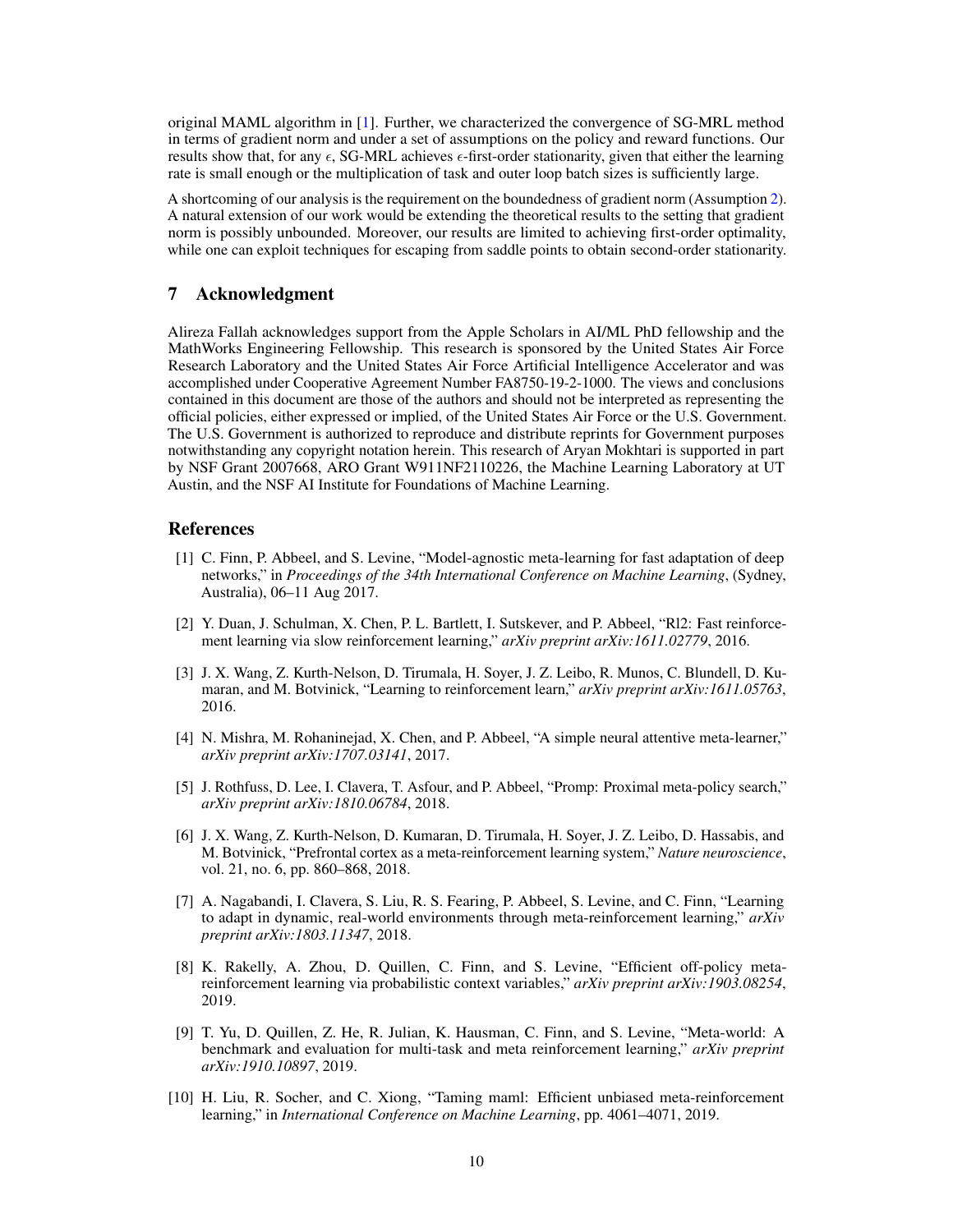original MAML algorithm in [1]. Further, we characterized the convergence of SG-MRL method in terms of gradient norm and under a set of assumptions on the policy and reward functions. Our results show that, for any $\epsilon$, SG-MRL achieves $\epsilon$-first-order stationarity, given that either the learning rate is small enough or the multiplication of task and outer loop batch sizes is sufficiently large.

A shortcoming of our analysis is the requirement on the boundedness of gradient norm (Assumption 2). A natural extension of our work would be extending the theoretical results to the setting that gradient norm is possibly unbounded. Moreover, our results are limited to achieving first-order optimality, while one can exploit techniques for escaping from saddle points to obtain second-order stationarity.

## 7 Acknowledgment

Alireza Fallah acknowledges support from the Apple Scholars in AI/ML PhD fellowship and the MathWorks Engineering Fellowship. This research is sponsored by the United States Air Force Research Laboratory and the United States Air Force Artificial Intelligence Accelerator and was accomplished under Cooperative Agreement Number FA8750-19-2-1000. The views and conclusions contained in this document are those of the authors and should not be interpreted as representing the official policies, either expressed or implied, of the United States Air Force or the U.S. Government. The U.S. Government is authorized to reproduce and distribute reprints for Government purposes notwithstanding any copyright notation herein. This research of Aryan Mokhtari is supported in part by NSF Grant 2007668, ARO Grant W911NF2110226, the Machine Learning Laboratory at UT Austin, and the NSF AI Institute for Foundations of Machine Learning.

## References

[1] C. Finn, P. Abbeel, and S. Levine, "Model-agnostic meta-learning for fast adaptation of deep networks," in *Proceedings of the 34th International Conference on Machine Learning*, (Sydney, Australia), 06–11 Aug 2017.

[2] Y. Duan, J. Schulman, X. Chen, P. L. Bartlett, I. Sutskever, and P. Abbeel, "Rl2: Fast reinforcement learning via slow reinforcement learning," *arXiv preprint arXiv:1611.02779*, 2016.

[3] J. X. Wang, Z. Kurth-Nelson, D. Tirumala, H. Soyer, J. Z. Leibo, R. Munos, C. Blundell, D. Kumaran, and M. Botvinick, "Learning to reinforcement learn," *arXiv preprint arXiv:1611.05763*, 2016.

[4] N. Mishra, M. Rohaninejad, X. Chen, and P. Abbeel, "A simple neural attentive meta-learner," *arXiv preprint arXiv:1707.03141*, 2017.

[5] J. Rothfuss, D. Lee, I. Clavera, T. Asfour, and P. Abbeel, "Promp: Proximal meta-policy search," *arXiv preprint arXiv:1810.06784*, 2018.

[6] J. X. Wang, Z. Kurth-Nelson, D. Kumaran, D. Tirumala, H. Soyer, J. Z. Leibo, D. Hassabis, and M. Botvinick, "Prefrontal cortex as a meta-reinforcement learning system," *Nature neuroscience*, vol. 21, no. 6, pp. 860–868, 2018.

[7] A. Nagabandi, I. Clavera, S. Liu, R. S. Fearing, P. Abbeel, S. Levine, and C. Finn, "Learning to adapt in dynamic, real-world environments through meta-reinforcement learning," *arXiv preprint arXiv:1803.11347*, 2018.

[8] K. Rakelly, A. Zhou, D. Quillen, C. Finn, and S. Levine, "Efficient off-policy meta-reinforcement learning via probabilistic context variables," *arXiv preprint arXiv:1903.08254*, 2019.

[9] T. Yu, D. Quillen, Z. He, R. Julian, K. Hausman, C. Finn, and S. Levine, "Meta-world: A benchmark and evaluation for multi-task and meta reinforcement learning," *arXiv preprint arXiv:1910.10897*, 2019.

[10] H. Liu, R. Socher, and C. Xiong, "Taming maml: Efficient unbiased meta-reinforcement learning," in *International Conference on Machine Learning*, pp. 4061–4071, 2019.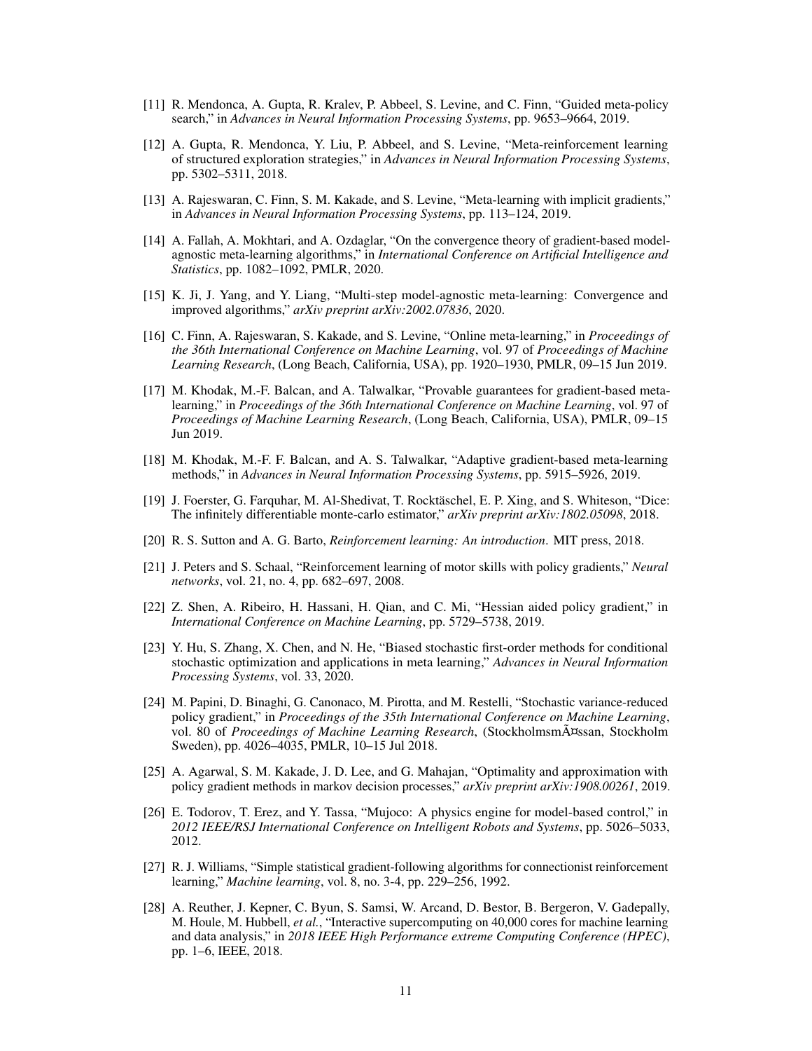[11] R. Mendonca, A. Gupta, R. Kralev, P. Abbeel, S. Levine, and C. Finn, "Guided meta-policy search," in *Advances in Neural Information Processing Systems*, pp. 9653–9664, 2019.

[12] A. Gupta, R. Mendonca, Y. Liu, P. Abbeel, and S. Levine, "Meta-reinforcement learning of structured exploration strategies," in *Advances in Neural Information Processing Systems*, pp. 5302–5311, 2018.

[13] A. Rajeswaran, C. Finn, S. M. Kakade, and S. Levine, "Meta-learning with implicit gradients," in *Advances in Neural Information Processing Systems*, pp. 113–124, 2019.

[14] A. Fallah, A. Mokhtari, and A. Ozdaglar, "On the convergence theory of gradient-based model-agnostic meta-learning algorithms," in *International Conference on Artificial Intelligence and Statistics*, pp. 1082–1092, PMLR, 2020.

[15] K. Ji, J. Yang, and Y. Liang, "Multi-step model-agnostic meta-learning: Convergence and improved algorithms," *arXiv preprint arXiv:2002.07836*, 2020.

[16] C. Finn, A. Rajeswaran, S. Kakade, and S. Levine, "Online meta-learning," in *Proceedings of the 36th International Conference on Machine Learning*, vol. 97 of *Proceedings of Machine Learning Research*, (Long Beach, California, USA), pp. 1920–1930, PMLR, 09–15 Jun 2019.

[17] M. Khodak, M.-F. Balcan, and A. Talwalkar, "Provable guarantees for gradient-based meta-learning," in *Proceedings of the 36th International Conference on Machine Learning*, vol. 97 of *Proceedings of Machine Learning Research*, (Long Beach, California, USA), PMLR, 09–15 Jun 2019.

[18] M. Khodak, M.-F. F. Balcan, and A. S. Talwalkar, "Adaptive gradient-based meta-learning methods," in *Advances in Neural Information Processing Systems*, pp. 5915–5926, 2019.

[19] J. Foerster, G. Farquhar, M. Al-Shedivat, T. Rocktäschel, E. P. Xing, and S. Whiteson, "Dice: The infinitely differentiable monte-carlo estimator," *arXiv preprint arXiv:1802.05098*, 2018.

[20] R. S. Sutton and A. G. Barto, *Reinforcement learning: An introduction*. MIT press, 2018.

[21] J. Peters and S. Schaal, "Reinforcement learning of motor skills with policy gradients," *Neural networks*, vol. 21, no. 4, pp. 682–697, 2008.

[22] Z. Shen, A. Ribeiro, H. Hassani, H. Qian, and C. Mi, "Hessian aided policy gradient," in *International Conference on Machine Learning*, pp. 5729–5738, 2019.

[23] Y. Hu, S. Zhang, X. Chen, and N. He, "Biased stochastic first-order methods for conditional stochastic optimization and applications in meta learning," *Advances in Neural Information Processing Systems*, vol. 33, 2020.

[24] M. Papini, D. Binaghi, G. Canonaco, M. Pirotta, and M. Restelli, "Stochastic variance-reduced policy gradient," in *Proceedings of the 35th International Conference on Machine Learning*, vol. 80 of *Proceedings of Machine Learning Research*, (StockholmsmÃ¤ssan, Stockholm Sweden), pp. 4026–4035, PMLR, 10–15 Jul 2018.

[25] A. Agarwal, S. M. Kakade, J. D. Lee, and G. Mahajan, "Optimality and approximation with policy gradient methods in markov decision processes," *arXiv preprint arXiv:1908.00261*, 2019.

[26] E. Todorov, T. Erez, and Y. Tassa, "Mujoco: A physics engine for model-based control," in *2012 IEEE/RSJ International Conference on Intelligent Robots and Systems*, pp. 5026–5033, 2012.

[27] R. J. Williams, "Simple statistical gradient-following algorithms for connectionist reinforcement learning," *Machine learning*, vol. 8, no. 3-4, pp. 229–256, 1992.

[28] A. Reuther, J. Kepner, C. Byun, S. Samsi, W. Arcand, D. Bestor, B. Bergeron, V. Gadepally, M. Houle, M. Hubbell, *et al.*, "Interactive supercomputing on 40,000 cores for machine learning and data analysis," in *2018 IEEE High Performance extreme Computing Conference (HPEC)*, pp. 1–6, IEEE, 2018.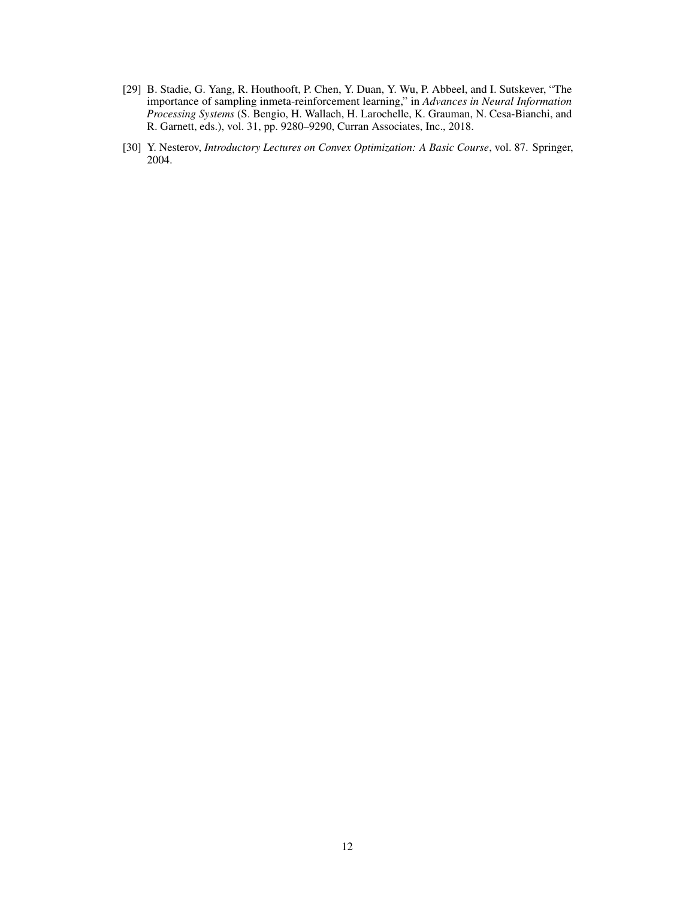[29] B. Stadie, G. Yang, R. Houthooft, P. Chen, Y. Duan, Y. Wu, P. Abbeel, and I. Sutskever, "The importance of sampling inmeta-reinforcement learning," in *Advances in Neural Information Processing Systems* (S. Bengio, H. Wallach, H. Larochelle, K. Grauman, N. Cesa-Bianchi, and R. Garnett, eds.), vol. 31, pp. 9280–9290, Curran Associates, Inc., 2018.

[30] Y. Nesterov, *Introductory Lectures on Convex Optimization: A Basic Course*, vol. 87. Springer, 2004.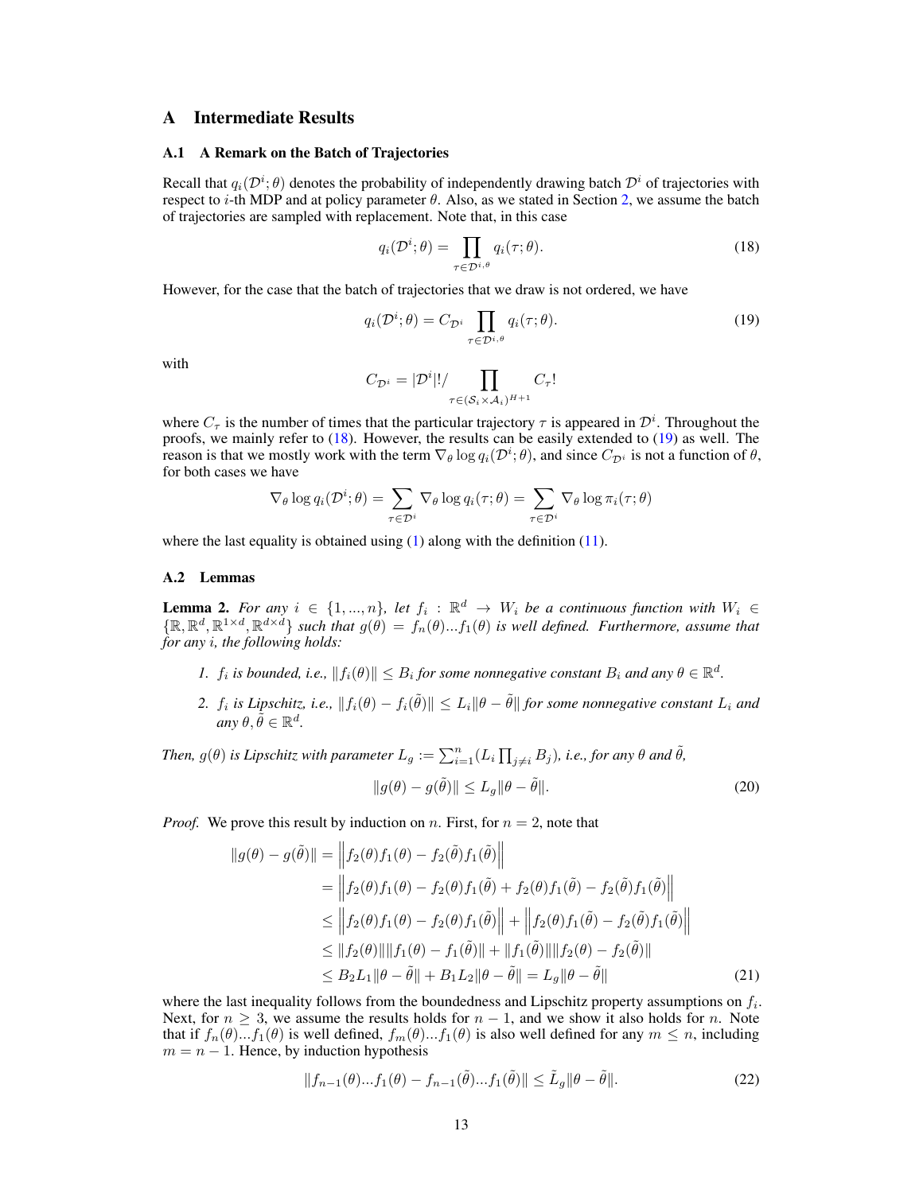# A Intermediate Results

## A.1 A Remark on the Batch of Trajectories

Recall that $q_i(\mathcal{D}^i;\theta)$ denotes the probability of independently drawing batch $\mathcal{D}^i$ of trajectories with respect to $i$-th MDP and at policy parameter $\theta$. Also, as we stated in Section 2, we assume the batch of trajectories are sampled with replacement. Note that, in this case

$$q_i(\mathcal{D}^i;\theta) = \prod_{\tau \in \mathcal{D}^{i,\theta}} q_i(\tau;\theta). \tag{18}$$

However, for the case that the batch of trajectories that we draw is not ordered, we have

$$q_i(\mathcal{D}^i;\theta) = C_{\mathcal{D}^i} \prod_{\tau \in \mathcal{D}^{i,\theta}} q_i(\tau;\theta). \tag{19}$$

with

$$C_{\mathcal{D}^i} = |\mathcal{D}^i|!/\prod_{\tau \in (\mathcal{S}_i \times \mathcal{A}_i)^{H+1}} C_\tau!$$

where $C_\tau$ is the number of times that the particular trajectory $\tau$ is appeared in $\mathcal{D}^i$. Throughout the proofs, we mainly refer to (18). However, the results can be easily extended to (19) as well. The reason is that we mostly work with the term $\nabla_\theta \log q_i(\mathcal{D}^i;\theta)$, and since $C_{\mathcal{D}^i}$ is not a function of $\theta$, for both cases we have

$$\nabla_\theta \log q_i(\mathcal{D}^i;\theta) = \sum_{\tau \in \mathcal{D}^i} \nabla_\theta \log q_i(\tau;\theta) = \sum_{\tau \in \mathcal{D}^i} \nabla_\theta \log \pi_i(\tau;\theta)$$

where the last equality is obtained using (1) along with the definition (11).

## A.2 Lemmas

**Lemma 2.** *For any $i \in \{1, ..., n\}$, let $f_i : \mathbb{R}^d \to W_i$ be a continuous function with $W_i \in \{\mathbb{R}, \mathbb{R}^d, \mathbb{R}^{1\times d}, \mathbb{R}^{d\times d}\}$ such that $g(\theta) = f_n(\theta)...f_1(\theta)$ is well defined. Furthermore, assume that for any $i$, the following holds:*

1. *$f_i$ is bounded, i.e., $\|f_i(\theta)\| \leq B_i$ for some nonnegative constant $B_i$ and any $\theta \in \mathbb{R}^d$.*
2. *$f_i$ is Lipschitz, i.e., $\|f_i(\theta) - f_i(\tilde{\theta})\| \leq L_i\|\theta - \tilde{\theta}\|$ for some nonnegative constant $L_i$ and any $\theta, \tilde{\theta} \in \mathbb{R}^d$.*

*Then, $g(\theta)$ is Lipschitz with parameter $L_g := \sum_{i=1}^n (L_i \prod_{j\neq i} B_j)$, i.e., for any $\theta$ and $\tilde{\theta}$,*

$$\|g(\theta) - g(\tilde{\theta})\| \leq L_g\|\theta - \tilde{\theta}\|. \tag{20}$$

*Proof.* We prove this result by induction on $n$. First, for $n = 2$, note that

$$\begin{aligned}
\|g(\theta) - g(\tilde{\theta})\| &= \left\|f_2(\theta)f_1(\theta) - f_2(\tilde{\theta})f_1(\tilde{\theta})\right\| \\
&= \left\|f_2(\theta)f_1(\theta) - f_2(\theta)f_1(\tilde{\theta}) + f_2(\theta)f_1(\tilde{\theta}) - f_2(\tilde{\theta})f_1(\tilde{\theta})\right\| \\
&\leq \left\|f_2(\theta)f_1(\theta) - f_2(\theta)f_1(\tilde{\theta})\right\| + \left\|f_2(\theta)f_1(\tilde{\theta}) - f_2(\tilde{\theta})f_1(\tilde{\theta})\right\| \\
&\leq \|f_2(\theta)\|\|f_1(\theta) - f_1(\tilde{\theta})\| + \|f_1(\tilde{\theta})\|\|f_2(\theta) - f_2(\tilde{\theta})\| \\
&\leq B_2L_1\|\theta - \tilde{\theta}\| + B_1L_2\|\theta - \tilde{\theta}\| = L_g\|\theta - \tilde{\theta}\|
\end{aligned} \tag{21}$$

where the last inequality follows from the boundedness and Lipschitz property assumptions on $f_i$. Next, for $n \geq 3$, we assume the results holds for $n - 1$, and we show it also holds for $n$. Note that if $f_n(\theta)...f_1(\theta)$ is well defined, $f_m(\theta)...f_1(\theta)$ is also well defined for any $m \leq n$, including $m = n - 1$. Hence, by induction hypothesis

$$\|f_{n-1}(\theta)...f_1(\theta) - f_{n-1}(\tilde{\theta})...f_1(\tilde{\theta})\| \leq \tilde{L}_g\|\theta - \tilde{\theta}\|. \tag{22}$$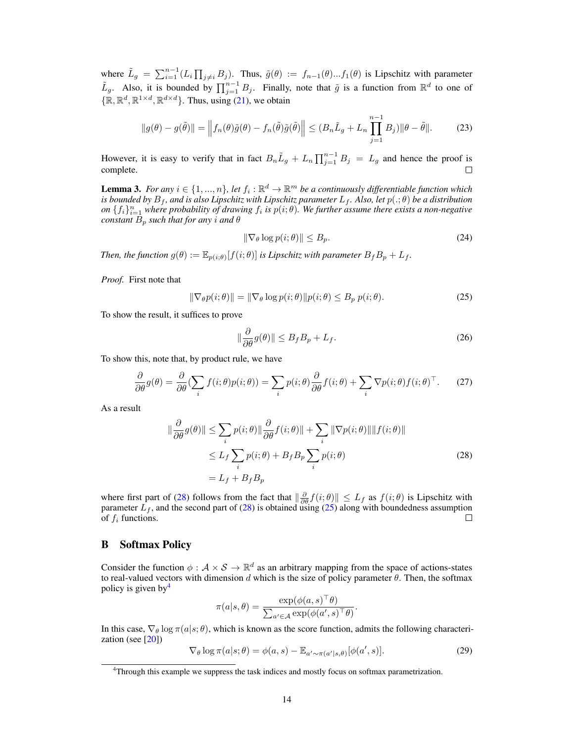where $\tilde{L}_g = \sum_{i=1}^{n-1}(L_i \prod_{j \neq i} B_j)$. Thus, $\tilde{g}(\theta) := f_{n-1}(\theta)...f_1(\theta)$ is Lipschitz with parameter $\tilde{L}_g$. Also, it is bounded by $\prod_{j=1}^{n-1} B_j$. Finally, note that $\tilde{g}$ is a function from $\mathbb{R}^d$ to one of $\{\mathbb{R}, \mathbb{R}^d, \mathbb{R}^{1\times d}, \mathbb{R}^{d\times d}\}$. Thus, using (21), we obtain

$$\|g(\theta) - g(\tilde{\theta})\| = \left\| f_n(\theta)\tilde{g}(\theta) - f_n(\tilde{\theta})\tilde{g}(\tilde{\theta}) \right\| \leq (B_n \tilde{L}_g + L_n \prod_{j=1}^{n-1} B_j)\|\theta - \tilde{\theta}\|. \tag{23}$$

However, it is easy to verify that in fact $B_n \tilde{L}_g + L_n \prod_{j=1}^{n-1} B_j = L_g$ and hence the proof is complete. $\square$

**Lemma 3.** *For any $i \in \{1, ..., n\}$, let $f_i : \mathbb{R}^d \to \mathbb{R}^m$ be a continuously differentiable function which is bounded by $B_f$, and is also Lipschitz with Lipschitz parameter $L_f$. Also, let $p(.;\theta)$ be a distribution on $\{f_i\}_{i=1}^n$ where probability of drawing $f_i$ is $p(i;\theta)$. We further assume there exists a non-negative constant $B_p$ such that for any $i$ and $\theta$*

$$\|\nabla_\theta \log p(i;\theta)\| \leq B_p. \tag{24}$$

*Then, the function $g(\theta) := \mathbb{E}_{p(i;\theta)}[f(i;\theta)]$ is Lipschitz with parameter $B_f B_p + L_f$.*

*Proof.* First note that

$$\|\nabla_\theta p(i;\theta)\| = \|\nabla_\theta \log p(i;\theta)\| p(i;\theta) \leq B_p \, p(i;\theta). \tag{25}$$

To show the result, it suffices to prove

$$\|\frac{\partial}{\partial\theta} g(\theta)\| \leq B_f B_p + L_f. \tag{26}$$

To show this, note that, by product rule, we have

$$\frac{\partial}{\partial\theta} g(\theta) = \frac{\partial}{\partial\theta}(\sum_i f(i;\theta)p(i;\theta)) = \sum_i p(i;\theta)\frac{\partial}{\partial\theta} f(i;\theta) + \sum_i \nabla p(i;\theta) f(i;\theta)^\top. \tag{27}$$

As a result

$$\begin{aligned}
\|\frac{\partial}{\partial\theta} g(\theta)\| &\leq \sum_i p(i;\theta)\|\frac{\partial}{\partial\theta} f(i;\theta)\| + \sum_i \|\nabla p(i;\theta)\|\|f(i;\theta)\| \\
&\leq L_f \sum_i p(i;\theta) + B_f B_p \sum_i p(i;\theta) \\
&= L_f + B_f B_p
\end{aligned} \tag{28}$$

where first part of (28) follows from the fact that $\|\frac{\partial}{\partial\theta} f(i;\theta)\| \leq L_f$ as $f(i;\theta)$ is Lipschitz with parameter $L_f$, and the second part of (28) is obtained using (25) along with boundedness assumption of $f_i$ functions. $\square$

## B Softmax Policy

Consider the function $\phi : \mathcal{A} \times \mathcal{S} \to \mathbb{R}^d$ as an arbitrary mapping from the space of actions-states to real-valued vectors with dimension $d$ which is the size of policy parameter $\theta$. Then, the softmax policy is given by[4]

$$\pi(a|s,\theta) = \frac{\exp(\phi(a,s)^\top \theta)}{\sum_{a' \in \mathcal{A}} \exp(\phi(a',s)^\top \theta)}.$$

In this case, $\nabla_\theta \log \pi(a|s;\theta)$, which is known as the score function, admits the following characterization (see [20])

$$\nabla_\theta \log \pi(a|s;\theta) = \phi(a,s) - \mathbb{E}_{a' \sim \pi(a'|s,\theta)}[\phi(a',s)]. \tag{29}$$

[4] Through this example we suppress the task indices and mostly focus on softmax parametrization.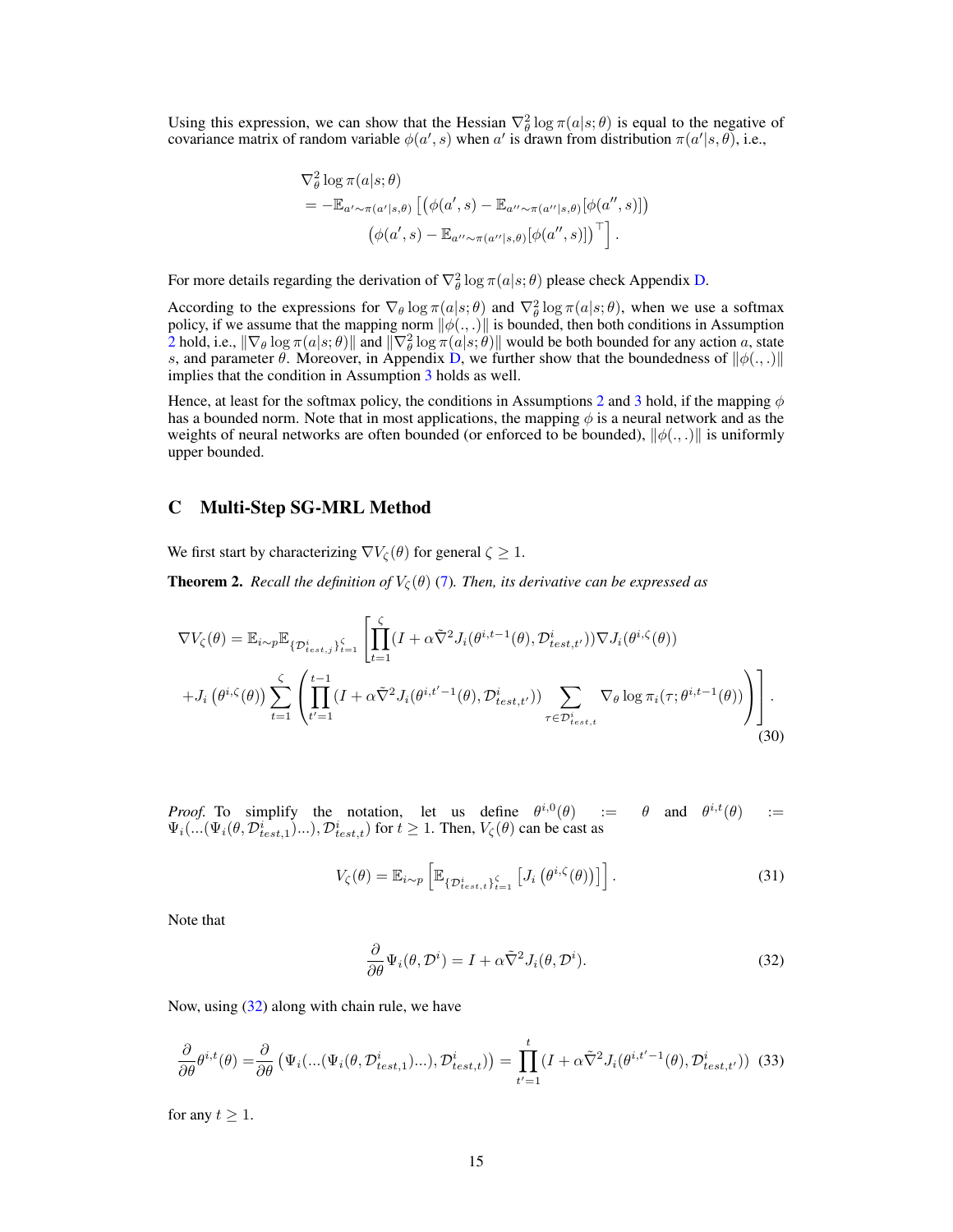Using this expression, we can show that the Hessian $\nabla^2_\theta \log \pi(a|s;\theta)$ is equal to the negative of covariance matrix of random variable $\phi(a', s)$ when $a'$ is drawn from distribution $\pi(a'|s, \theta)$, i.e.,

$$
\begin{aligned}
&\nabla^2_\theta \log \pi(a|s;\theta) \\
&= -\mathbb{E}_{a' \sim \pi(a'|s,\theta)} \left[ \left( \phi(a', s) - \mathbb{E}_{a'' \sim \pi(a''|s,\theta)}[\phi(a'', s)] \right) \right. \\
&\qquad \left. \left( \phi(a', s) - \mathbb{E}_{a'' \sim \pi(a''|s,\theta)}[\phi(a'', s)] \right)^\top \right].
\end{aligned}
$$

For more details regarding the derivation of $\nabla^2_\theta \log \pi(a|s;\theta)$ please check Appendix D.

According to the expressions for $\nabla_\theta \log \pi(a|s;\theta)$ and $\nabla^2_\theta \log \pi(a|s;\theta)$, when we use a softmax policy, if we assume that the mapping norm $\|\phi(.,.)\|$ is bounded, then both conditions in Assumption 2 hold, i.e., $\|\nabla_\theta \log \pi(a|s;\theta)\|$ and $\|\nabla^2_\theta \log \pi(a|s;\theta)\|$ would be both bounded for any action $a$, state $s$, and parameter $\theta$. Moreover, in Appendix D, we further show that the boundedness of $\|\phi(.,.)\|$ implies that the condition in Assumption 3 holds as well.

Hence, at least for the softmax policy, the conditions in Assumptions 2 and 3 hold, if the mapping $\phi$ has a bounded norm. Note that in most applications, the mapping $\phi$ is a neural network and as the weights of neural networks are often bounded (or enforced to be bounded), $\|\phi(.,.)\|$ is uniformly upper bounded.

# C Multi-Step SG-MRL Method

We first start by characterizing $\nabla V_\zeta(\theta)$ for general $\zeta \geq 1$.

**Theorem 2.** *Recall the definition of $V_\zeta(\theta)$ (7). Then, its derivative can be expressed as*

$$
\begin{aligned}
\nabla V_\zeta(\theta) = \mathbb{E}_{i\sim p}\mathbb{E}_{\{\mathcal{D}^i_{test,j}\}_{t=1}^{\zeta}} &\left[ \prod_{t=1}^{\zeta} (I + \alpha \tilde{\nabla}^2 J_i(\theta^{i,t-1}(\theta), \mathcal{D}^i_{test,t'})) \nabla J_i(\theta^{i,\zeta}(\theta)) \right. \\
&\left. + J_i\left(\theta^{i,\zeta}(\theta)\right) \sum_{t=1}^{\zeta} \left( \prod_{t'=1}^{t-1} (I + \alpha \tilde{\nabla}^2 J_i(\theta^{i,t'-1}(\theta), \mathcal{D}^i_{test,t'})) \sum_{\tau \in \mathcal{D}^i_{test,t}} \nabla_\theta \log \pi_i(\tau; \theta^{i,t-1}(\theta)) \right) \right].
\end{aligned}
\tag{30}
$$

*Proof.* To simplify the notation, let us define $\theta^{i,0}(\theta) := \theta$ and $\theta^{i,t}(\theta) := \Psi_i(...(\Psi_i(\theta, \mathcal{D}^i_{test,1})...), \mathcal{D}^i_{test,t})$ for $t \geq 1$. Then, $V_\zeta(\theta)$ can be cast as

$$
V_\zeta(\theta) = \mathbb{E}_{i\sim p}\left[ \mathbb{E}_{\{\mathcal{D}^i_{test,t}\}_{t=1}^{\zeta}} \left[ J_i\left(\theta^{i,\zeta}(\theta)\right) \right] \right]. \tag{31}
$$

Note that

$$
\frac{\partial}{\partial \theta} \Psi_i(\theta, \mathcal{D}^i) = I + \alpha \tilde{\nabla}^2 J_i(\theta, \mathcal{D}^i). \tag{32}
$$

Now, using (32) along with chain rule, we have

$$
\frac{\partial}{\partial \theta}\theta^{i,t}(\theta) = \frac{\partial}{\partial \theta}\left( \Psi_i(...(\Psi_i(\theta, \mathcal{D}^i_{test,1})...), \mathcal{D}^i_{test,t}) \right) = \prod_{t'=1}^{t} (I + \alpha \tilde{\nabla}^2 J_i(\theta^{i,t'-1}(\theta), \mathcal{D}^i_{test,t'})) \tag{33}
$$

for any $t \geq 1$.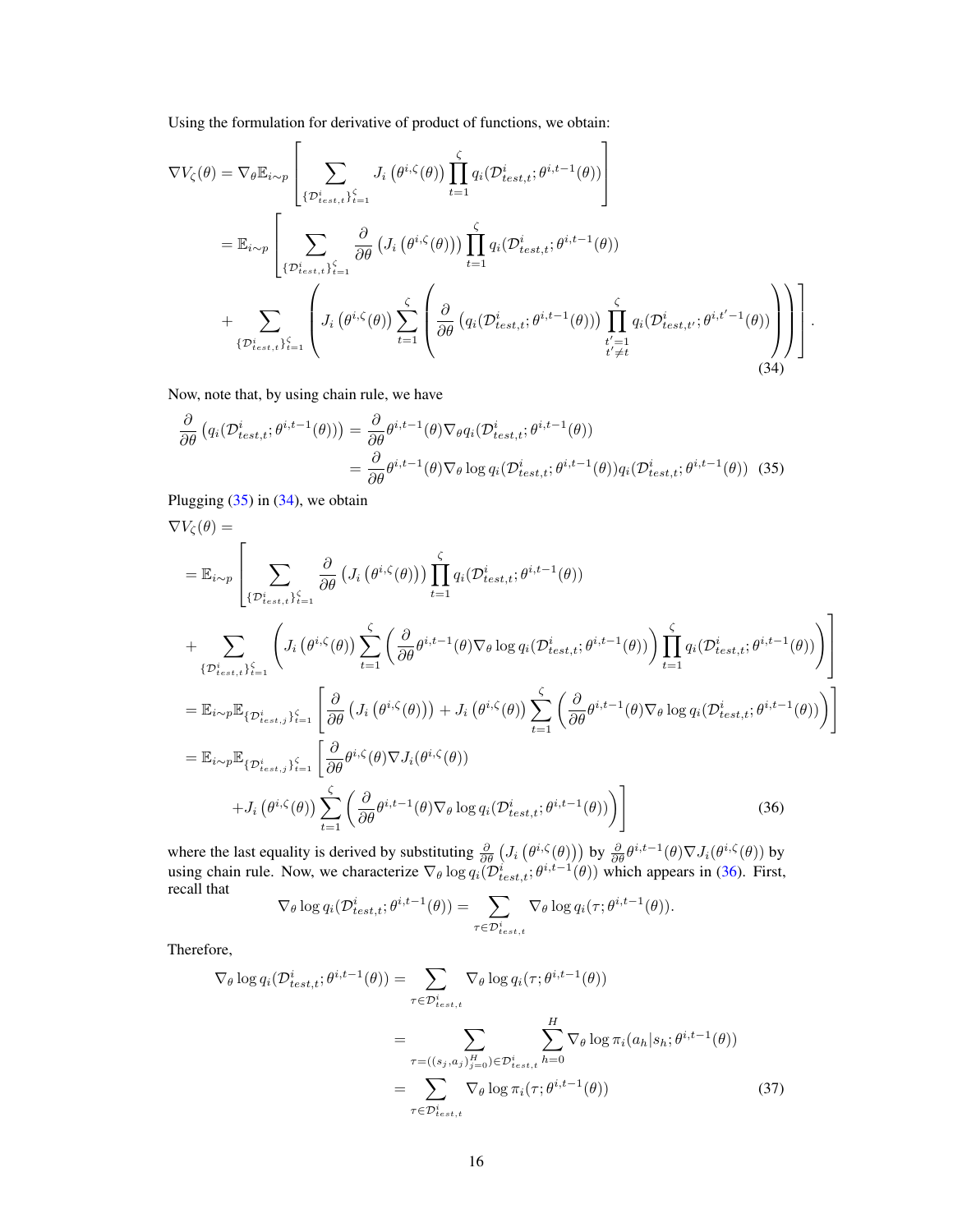Using the formulation for derivative of product of functions, we obtain:

$$
\begin{aligned}
\nabla V_\varsigma(\theta) &= \nabla_\theta \mathbb{E}_{i\sim p}\left[\sum_{\{\mathcal{D}^i_{test,t}\}_{t=1}^{\varsigma}} J_i\left(\theta^{i,\varsigma}(\theta)\right)\prod_{t=1}^{\varsigma} q_i(\mathcal{D}^i_{test,t};\theta^{i,t-1}(\theta))\right] \\
&= \mathbb{E}_{i\sim p}\left[\sum_{\{\mathcal{D}^i_{test,t}\}_{t=1}^{\varsigma}} \frac{\partial}{\partial\theta}\left(J_i\left(\theta^{i,\varsigma}(\theta)\right)\right)\prod_{t=1}^{\varsigma} q_i(\mathcal{D}^i_{test,t};\theta^{i,t-1}(\theta))\right. \\
&\quad \left. + \sum_{\{\mathcal{D}^i_{test,t}\}_{t=1}^{\varsigma}}\left(J_i\left(\theta^{i,\varsigma}(\theta)\right)\sum_{t=1}^{\varsigma}\left(\frac{\partial}{\partial\theta}\left(q_i(\mathcal{D}^i_{test,t};\theta^{i,t-1}(\theta))\right)\prod_{\substack{t'=1\\t'\neq t}}^{\varsigma} q_i(\mathcal{D}^i_{test,t'};\theta^{i,t'-1}(\theta))\right)\right)\right].
\end{aligned}
\tag{34}
$$

Now, note that, by using chain rule, we have

$$
\begin{aligned}
\frac{\partial}{\partial\theta}\left(q_i(\mathcal{D}^i_{test,t};\theta^{i,t-1}(\theta))\right) &= \frac{\partial}{\partial\theta}\theta^{i,t-1}(\theta)\nabla_\theta q_i(\mathcal{D}^i_{test,t};\theta^{i,t-1}(\theta)) \\
&= \frac{\partial}{\partial\theta}\theta^{i,t-1}(\theta)\nabla_\theta \log q_i(\mathcal{D}^i_{test,t};\theta^{i,t-1}(\theta))q_i(\mathcal{D}^i_{test,t};\theta^{i,t-1}(\theta))
\end{aligned}
\tag{35}
$$

Plugging (35) in (34), we obtain

$$
\begin{aligned}
&\nabla V_\varsigma(\theta) = \\
&= \mathbb{E}_{i\sim p}\left[\sum_{\{\mathcal{D}^i_{test,t}\}_{t=1}^{\varsigma}} \frac{\partial}{\partial\theta}\left(J_i\left(\theta^{i,\varsigma}(\theta)\right)\right)\prod_{t=1}^{\varsigma} q_i(\mathcal{D}^i_{test,t};\theta^{i,t-1}(\theta))\right. \\
&\left. + \sum_{\{\mathcal{D}^i_{test,t}\}_{t=1}^{\varsigma}}\left(J_i\left(\theta^{i,\varsigma}(\theta)\right)\sum_{t=1}^{\varsigma}\left(\frac{\partial}{\partial\theta}\theta^{i,t-1}(\theta)\nabla_\theta \log q_i(\mathcal{D}^i_{test,t};\theta^{i,t-1}(\theta))\right)\prod_{t=1}^{\varsigma} q_i(\mathcal{D}^i_{test,t};\theta^{i,t-1}(\theta))\right)\right] \\
&= \mathbb{E}_{i\sim p}\mathbb{E}_{\{\mathcal{D}^i_{test,j}\}_{t=1}^{\varsigma}}\left[\frac{\partial}{\partial\theta}\left(J_i\left(\theta^{i,\varsigma}(\theta)\right)\right) + J_i\left(\theta^{i,\varsigma}(\theta)\right)\sum_{t=1}^{\varsigma}\left(\frac{\partial}{\partial\theta}\theta^{i,t-1}(\theta)\nabla_\theta \log q_i(\mathcal{D}^i_{test,t};\theta^{i,t-1}(\theta))\right)\right] \\
&= \mathbb{E}_{i\sim p}\mathbb{E}_{\{\mathcal{D}^i_{test,j}\}_{t=1}^{\varsigma}}\left[\frac{\partial}{\partial\theta}\theta^{i,\varsigma}(\theta)\nabla J_i(\theta^{i,\varsigma}(\theta))\right. \\
&\qquad \left. + J_i\left(\theta^{i,\varsigma}(\theta)\right)\sum_{t=1}^{\varsigma}\left(\frac{\partial}{\partial\theta}\theta^{i,t-1}(\theta)\nabla_\theta \log q_i(\mathcal{D}^i_{test,t};\theta^{i,t-1}(\theta))\right)\right]
\end{aligned}
\tag{36}
$$

where the last equality is derived by substituting $\frac{\partial}{\partial\theta}\left(J_i\left(\theta^{i,\varsigma}(\theta)\right)\right)$ by $\frac{\partial}{\partial\theta}\theta^{i,t-1}(\theta)\nabla J_i(\theta^{i,\varsigma}(\theta))$ by using chain rule. Now, we characterize $\nabla_\theta \log q_i(\mathcal{D}^i_{test,t};\theta^{i,t-1}(\theta))$ which appears in (36). First, recall that

$$
\nabla_\theta \log q_i(\mathcal{D}^i_{test,t};\theta^{i,t-1}(\theta)) = \sum_{\tau\in\mathcal{D}^i_{test,t}} \nabla_\theta \log q_i(\tau;\theta^{i,t-1}(\theta)).
$$

Therefore,

$$
\begin{aligned}
\nabla_\theta \log q_i(\mathcal{D}^i_{test,t};\theta^{i,t-1}(\theta)) &= \sum_{\tau\in\mathcal{D}^i_{test,t}} \nabla_\theta \log q_i(\tau;\theta^{i,t-1}(\theta)) \\
&= \sum_{\tau=((s_j,a_j)_{j=0}^{H})\in\mathcal{D}^i_{test,t}}\sum_{h=0}^{H}\nabla_\theta \log \pi_i(a_h|s_h;\theta^{i,t-1}(\theta)) \\
&= \sum_{\tau\in\mathcal{D}^i_{test,t}} \nabla_\theta \log \pi_i(\tau;\theta^{i,t-1}(\theta))
\end{aligned}
\tag{37}
$$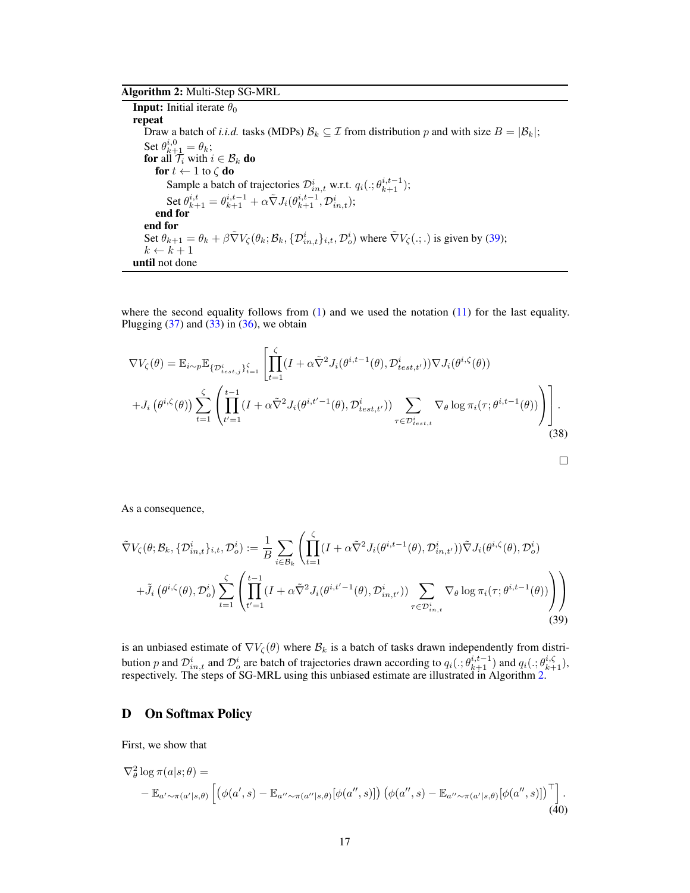**Algorithm 2:** Multi-Step SG-MRL

```
Input: Initial iterate θ_0
repeat
    Draw a batch of i.i.d. tasks (MDPs) B_k ⊆ I from distribution p and with size B = |B_k|;
    Set θ_{k+1}^{i,0} = θ_k;
    for all T_i with i ∈ B_k do
        for t ← 1 to ζ do
            Sample a batch of trajectories D_{in,t}^i w.r.t. q_i(.; θ_{k+1}^{i,t-1});
            Set θ_{k+1}^{i,t} = θ_{k+1}^{i,t-1} + α ∇̃J_i(θ_{k+1}^{i,t-1}, D_{in,t}^i);
        end for
    end for
    Set θ_{k+1} = θ_k + β ∇̃V_ζ(θ_k; B_k, {D_{in,t}^i}_{i,t}, D_o^i) where ∇̃V_ζ(.;.) is given by (39);
    k ← k + 1
until not done
```

where the second equality follows from (1) and we used the notation (11) for the last equality. Plugging (37) and (33) in (36), we obtain

$$
\nabla V_\zeta(\theta) = \mathbb{E}_{i\sim p}\mathbb{E}_{\{\mathcal{D}^i_{test,j}\}_{t=1}^{\zeta}}\left[\prod_{t=1}^{\zeta}(I+\alpha\tilde{\nabla}^2 J_i(\theta^{i,t-1}(\theta),\mathcal{D}^i_{test,t'}))\nabla J_i(\theta^{i,\zeta}(\theta))\right.
$$
$$
\left.+J_i\left(\theta^{i,\zeta}(\theta)\right)\sum_{t=1}^{\zeta}\left(\prod_{t'=1}^{t-1}(I+\alpha\tilde{\nabla}^2 J_i(\theta^{i,t'-1}(\theta),\mathcal{D}^i_{test,t'}))\sum_{\tau\in\mathcal{D}^i_{test,t}}\nabla_\theta\log\pi_i(\tau;\theta^{i,t-1}(\theta))\right)\right]. \tag{38}
$$

□

As a consequence,

$$
\tilde{\nabla} V_\zeta(\theta;\mathcal{B}_k,\{\mathcal{D}^i_{in,t}\}_{i,t},\mathcal{D}^i_o) := \frac{1}{B}\sum_{i\in\mathcal{B}_k}\left(\prod_{t=1}^{\zeta}(I+\alpha\tilde{\nabla}^2 J_i(\theta^{i,t-1}(\theta),\mathcal{D}^i_{in,t'}))\tilde{\nabla} J_i(\theta^{i,\zeta}(\theta),\mathcal{D}^i_o)\right.
$$
$$
\left.+\tilde{J}_i\left(\theta^{i,\zeta}(\theta),\mathcal{D}^i_o\right)\sum_{t=1}^{\zeta}\left(\prod_{t'=1}^{t-1}(I+\alpha\tilde{\nabla}^2 J_i(\theta^{i,t'-1}(\theta),\mathcal{D}^i_{in,t'}))\sum_{\tau\in\mathcal{D}^i_{in,t}}\nabla_\theta\log\pi_i(\tau;\theta^{i,t-1}(\theta))\right)\right) \tag{39}
$$

is an unbiased estimate of $\nabla V_\zeta(\theta)$ where $\mathcal{B}_k$ is a batch of tasks drawn independently from distribution $p$ and $\mathcal{D}^i_{in,t}$ and $\mathcal{D}^i_o$ are batch of trajectories drawn according to $q_i(.;\theta^{i,t-1}_{k+1})$ and $q_i(.;\theta^{i,\zeta}_{k+1})$, respectively. The steps of SG-MRL using this unbiased estimate are illustrated in Algorithm 2.

## D On Softmax Policy

First, we show that

$$
\nabla^2_\theta \log\pi(a|s;\theta) =
$$
$$
-\mathbb{E}_{a'\sim\pi(a'|s,\theta)}\left[\left(\phi(a',s)-\mathbb{E}_{a''\sim\pi(a''|s,\theta)}[\phi(a'',s)]\right)\left(\phi(a'',s)-\mathbb{E}_{a''\sim\pi(a'|s,\theta)}[\phi(a'',s)]\right)^\top\right]. \tag{40}
$$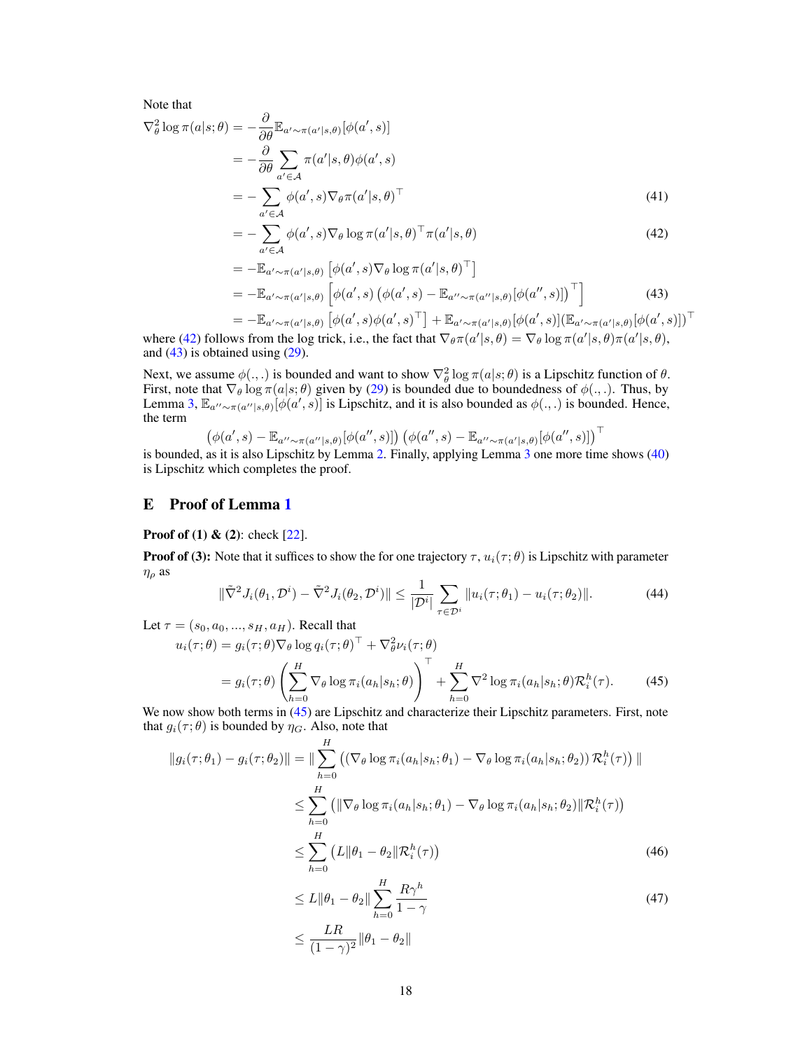Note that

$$
\begin{aligned}
\nabla_\theta^2 \log \pi(a|s;\theta) &= -\frac{\partial}{\partial \theta}\mathbb{E}_{a'\sim\pi(a'|s,\theta)}[\phi(a',s)] \\
&= -\frac{\partial}{\partial \theta}\sum_{a'\in\mathcal{A}} \pi(a'|s,\theta)\phi(a',s) \\
&= -\sum_{a'\in\mathcal{A}} \phi(a',s)\nabla_\theta \pi(a'|s,\theta)^\top \qquad (41)\\
&= -\sum_{a'\in\mathcal{A}} \phi(a',s)\nabla_\theta \log\pi(a'|s,\theta)^\top \pi(a'|s,\theta) \qquad (42)\\
&= -\mathbb{E}_{a'\sim\pi(a'|s,\theta)}\left[\phi(a',s)\nabla_\theta \log\pi(a'|s,\theta)^\top\right] \\
&= -\mathbb{E}_{a'\sim\pi(a'|s,\theta)}\left[\phi(a',s)\left(\phi(a',s)-\mathbb{E}_{a''\sim\pi(a''|s,\theta)}[\phi(a'',s)]\right)^\top\right] \qquad (43)\\
&= -\mathbb{E}_{a'\sim\pi(a'|s,\theta)}\left[\phi(a',s)\phi(a',s)^\top\right] + \mathbb{E}_{a'\sim\pi(a'|s,\theta)}[\phi(a',s)](\mathbb{E}_{a'\sim\pi(a'|s,\theta)}[\phi(a',s)])^\top
\end{aligned}
$$

where (42) follows from the log trick, i.e., the fact that $\nabla_\theta \pi(a'|s,\theta) = \nabla_\theta \log\pi(a'|s,\theta)\pi(a'|s,\theta)$, and (43) is obtained using (29).

Next, we assume $\phi(.,.)$ is bounded and want to show $\nabla_\theta^2 \log\pi(a|s;\theta)$ is a Lipschitz function of $\theta$. First, note that $\nabla_\theta \log\pi(a|s;\theta)$ given by (29) is bounded due to boundedness of $\phi(.,.)$. Thus, by Lemma 3, $\mathbb{E}_{a''\sim\pi(a''|s,\theta)}[\phi(a',s)]$ is Lipschitz, and it is also bounded as $\phi(.,.)$ is bounded. Hence, the term

$$
\left(\phi(a',s)-\mathbb{E}_{a''\sim\pi(a''|s,\theta)}[\phi(a'',s)]\right)\left(\phi(a'',s)-\mathbb{E}_{a''\sim\pi(a'|s,\theta)}[\phi(a'',s)]\right)^\top
$$

is bounded, as it is also Lipschitz by Lemma 2. Finally, applying Lemma 3 one more time shows (40) is Lipschitz which completes the proof.

## E Proof of Lemma 1

**Proof of (1) & (2)**: check [22].

**Proof of (3):** Note that it suffices to show the for one trajectory $\tau$, $u_i(\tau;\theta)$ is Lipschitz with parameter $\eta_\rho$ as

$$
\|\tilde{\nabla}^2 J_i(\theta_1,\mathcal{D}^i) - \tilde{\nabla}^2 J_i(\theta_2,\mathcal{D}^i)\| \leq \frac{1}{|\mathcal{D}^i|}\sum_{\tau\in\mathcal{D}^i}\|u_i(\tau;\theta_1)-u_i(\tau;\theta_2)\|. \qquad (44)
$$

Let $\tau=(s_0,a_0,...,s_H,a_H)$. Recall that

$$
\begin{aligned}
u_i(\tau;\theta) &= g_i(\tau;\theta)\nabla_\theta \log q_i(\tau;\theta)^\top + \nabla_\theta^2 \nu_i(\tau;\theta) \\
&= g_i(\tau;\theta)\left(\sum_{h=0}^{H}\nabla_\theta \log\pi_i(a_h|s_h;\theta)\right)^\top + \sum_{h=0}^{H}\nabla^2 \log\pi_i(a_h|s_h;\theta)\mathcal{R}_i^h(\tau). \qquad (45)
\end{aligned}
$$

We now show both terms in (45) are Lipschitz and characterize their Lipschitz parameters. First, note that $g_i(\tau;\theta)$ is bounded by $\eta_G$. Also, note that

$$
\begin{aligned}
\|g_i(\tau;\theta_1)-g_i(\tau;\theta_2)\| &= \|\sum_{h=0}^{H}\left(\left(\nabla_\theta \log\pi_i(a_h|s_h;\theta_1)-\nabla_\theta \log\pi_i(a_h|s_h;\theta_2)\right)\mathcal{R}_i^h(\tau)\right)\| \\
&\leq \sum_{h=0}^{H}\left(\|\nabla_\theta \log\pi_i(a_h|s_h;\theta_1)-\nabla_\theta \log\pi_i(a_h|s_h;\theta_2)\|\mathcal{R}_i^h(\tau)\right) \\
&\leq \sum_{h=0}^{H}\left(L\|\theta_1-\theta_2\|\mathcal{R}_i^h(\tau)\right) \qquad (46)\\
&\leq L\|\theta_1-\theta_2\|\sum_{h=0}^{H}\frac{R\gamma^h}{1-\gamma} \qquad (47)\\
&\leq \frac{LR}{(1-\gamma)^2}\|\theta_1-\theta_2\|
\end{aligned}
$$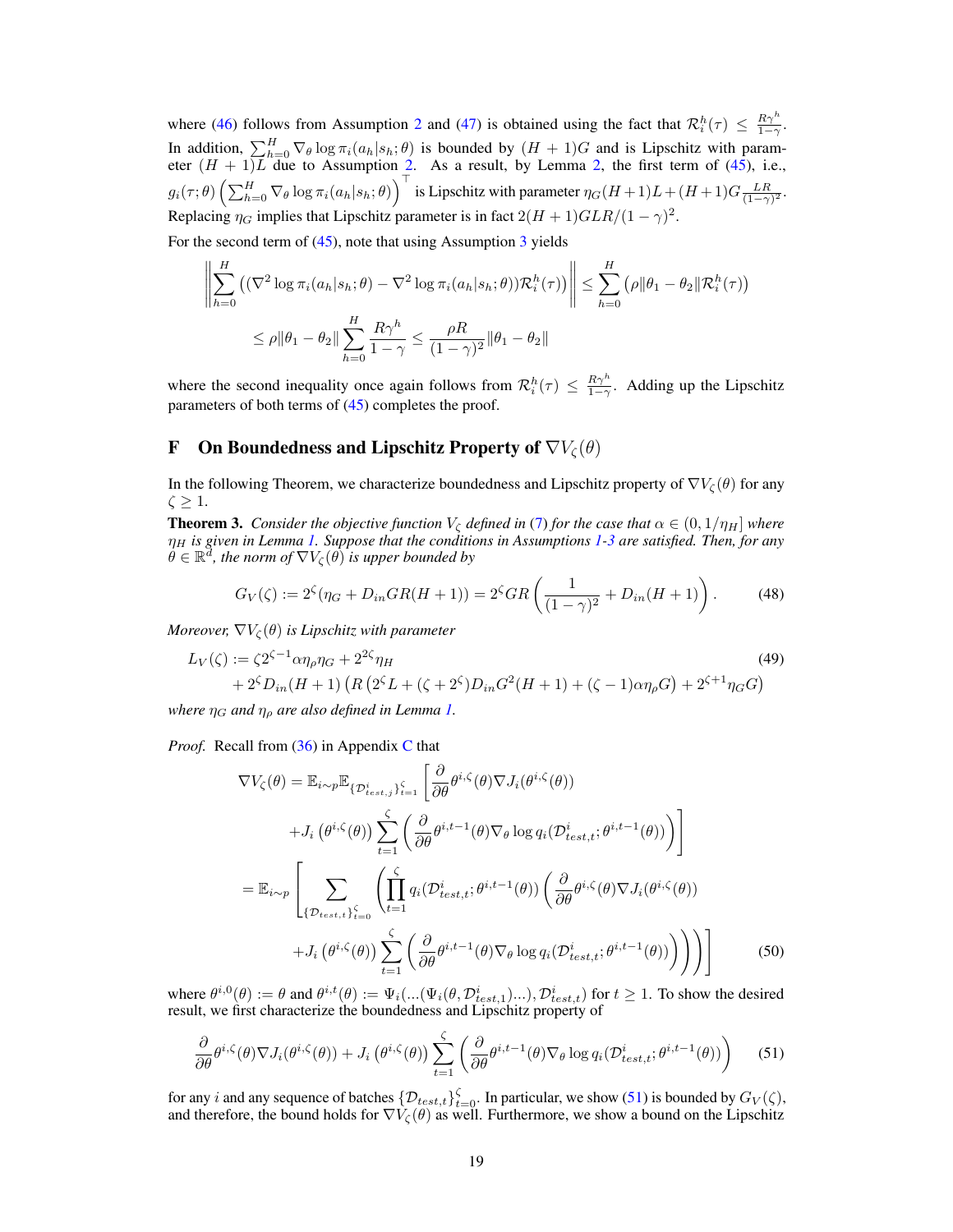where (46) follows from Assumption 2 and (47) is obtained using the fact that $\mathcal{R}_i^h(\tau) \leq \frac{R\gamma^h}{1-\gamma}$. In addition, $\sum_{h=0}^{H} \nabla_\theta \log \pi_i(a_h|s_h;\theta)$ is bounded by $(H+1)G$ and is Lipschitz with parameter $(H+1)L$ due to Assumption 2. As a result, by Lemma 2, the first term of (45), i.e., $g_i(\tau;\theta)\left(\sum_{h=0}^{H} \nabla_\theta \log \pi_i(a_h|s_h;\theta)\right)^\top$ is Lipschitz with parameter $\eta_G(H+1)L + (H+1)G\frac{LR}{(1-\gamma)^2}$. Replacing $\eta_G$ implies that Lipschitz parameter is in fact $2(H+1)GLR/(1-\gamma)^2$.

For the second term of (45), note that using Assumption 3 yields

$$
\left\| \sum_{h=0}^{H} \left( (\nabla^2 \log \pi_i(a_h|s_h;\theta) - \nabla^2 \log \pi_i(a_h|s_h;\theta)) \mathcal{R}_i^h(\tau) \right) \right\| \leq \sum_{h=0}^{H} \left( \rho \|\theta_1 - \theta_2\| \mathcal{R}_i^h(\tau) \right)
$$

$$
\leq \rho \|\theta_1 - \theta_2\| \sum_{h=0}^{H} \frac{R\gamma^h}{1-\gamma} \leq \frac{\rho R}{(1-\gamma)^2} \|\theta_1 - \theta_2\|
$$

where the second inequality once again follows from $\mathcal{R}_i^h(\tau) \leq \frac{R\gamma^h}{1-\gamma}$. Adding up the Lipschitz parameters of both terms of (45) completes the proof.

# F On Boundedness and Lipschitz Property of $\nabla V_\zeta(\theta)$

In the following Theorem, we characterize boundedness and Lipschitz property of $\nabla V_\zeta(\theta)$ for any $\zeta \geq 1$.

**Theorem 3.** *Consider the objective function $V_\zeta$ defined in (7) for the case that $\alpha \in (0, 1/\eta_H]$ where $\eta_H$ is given in Lemma 1. Suppose that the conditions in Assumptions 1-3 are satisfied. Then, for any $\theta \in \mathbb{R}^d$, the norm of $\nabla V_\zeta(\theta)$ is upper bounded by*

$$
G_V(\zeta) := 2^\zeta (\eta_G + D_{in} GR(H+1)) = 2^\zeta GR\left(\frac{1}{(1-\gamma)^2} + D_{in}(H+1)\right). \tag{48}
$$

*Moreover, $\nabla V_\zeta(\theta)$ is Lipschitz with parameter*

$$
\begin{aligned}
L_V(\zeta) := {} & \zeta 2^{\zeta-1} \alpha \eta_\rho \eta_G + 2^{2\zeta} \eta_H \\
& + 2^\zeta D_{in}(H+1)\left(R\left(2^\zeta L + (\zeta + 2^\zeta) D_{in} G^2 (H+1) + (\zeta - 1)\alpha \eta_\rho G\right) + 2^{\zeta+1} \eta_G G\right)
\end{aligned} \tag{49}
$$

*where $\eta_G$ and $\eta_\rho$ are also defined in Lemma 1.*

*Proof.* Recall from (36) in Appendix C that

$$
\begin{aligned}
\nabla V_\zeta(\theta) = {} & \mathbb{E}_{i\sim p} \mathbb{E}_{\{\mathcal{D}_{test,j}^i\}_{t=1}^{\zeta}} \Bigg[ \frac{\partial}{\partial \theta} \theta^{i,\zeta}(\theta) \nabla J_i(\theta^{i,\zeta}(\theta)) \\
& + J_i\left(\theta^{i,\zeta}(\theta)\right) \sum_{t=1}^{\zeta} \left( \frac{\partial}{\partial \theta} \theta^{i,t-1}(\theta) \nabla_\theta \log q_i(\mathcal{D}_{test,t}^i; \theta^{i,t-1}(\theta)) \right) \Bigg] \\
= {} & \mathbb{E}_{i\sim p} \Bigg[ \sum_{\{\mathcal{D}_{test,t}\}_{t=0}^{\zeta}} \Bigg( \prod_{t=1}^{\zeta} q_i(\mathcal{D}_{test,t}^i; \theta^{i,t-1}(\theta)) \Bigg( \frac{\partial}{\partial \theta} \theta^{i,\zeta}(\theta) \nabla J_i(\theta^{i,\zeta}(\theta)) \\
& + J_i\left(\theta^{i,\zeta}(\theta)\right) \sum_{t=1}^{\zeta} \left( \frac{\partial}{\partial \theta} \theta^{i,t-1}(\theta) \nabla_\theta \log q_i(\mathcal{D}_{test,t}^i; \theta^{i,t-1}(\theta)) \right) \Bigg) \Bigg) \Bigg]
\end{aligned} \tag{50}
$$

where $\theta^{i,0}(\theta) := \theta$ and $\theta^{i,t}(\theta) := \Psi_i(...(\Psi_i(\theta, \mathcal{D}_{test,1}^i)...), \mathcal{D}_{test,t}^i)$ for $t \geq 1$. To show the desired result, we first characterize the boundedness and Lipschitz property of

$$
\frac{\partial}{\partial \theta} \theta^{i,\zeta}(\theta) \nabla J_i(\theta^{i,\zeta}(\theta)) + J_i\left(\theta^{i,\zeta}(\theta)\right) \sum_{t=1}^{\zeta} \left( \frac{\partial}{\partial \theta} \theta^{i,t-1}(\theta) \nabla_\theta \log q_i(\mathcal{D}_{test,t}^i; \theta^{i,t-1}(\theta)) \right) \tag{51}
$$

for any $i$ and any sequence of batches $\{\mathcal{D}_{test,t}\}_{t=0}^{\zeta}$. In particular, we show (51) is bounded by $G_V(\zeta)$, and therefore, the bound holds for $\nabla V_\zeta(\theta)$ as well. Furthermore, we show a bound on the Lipschitz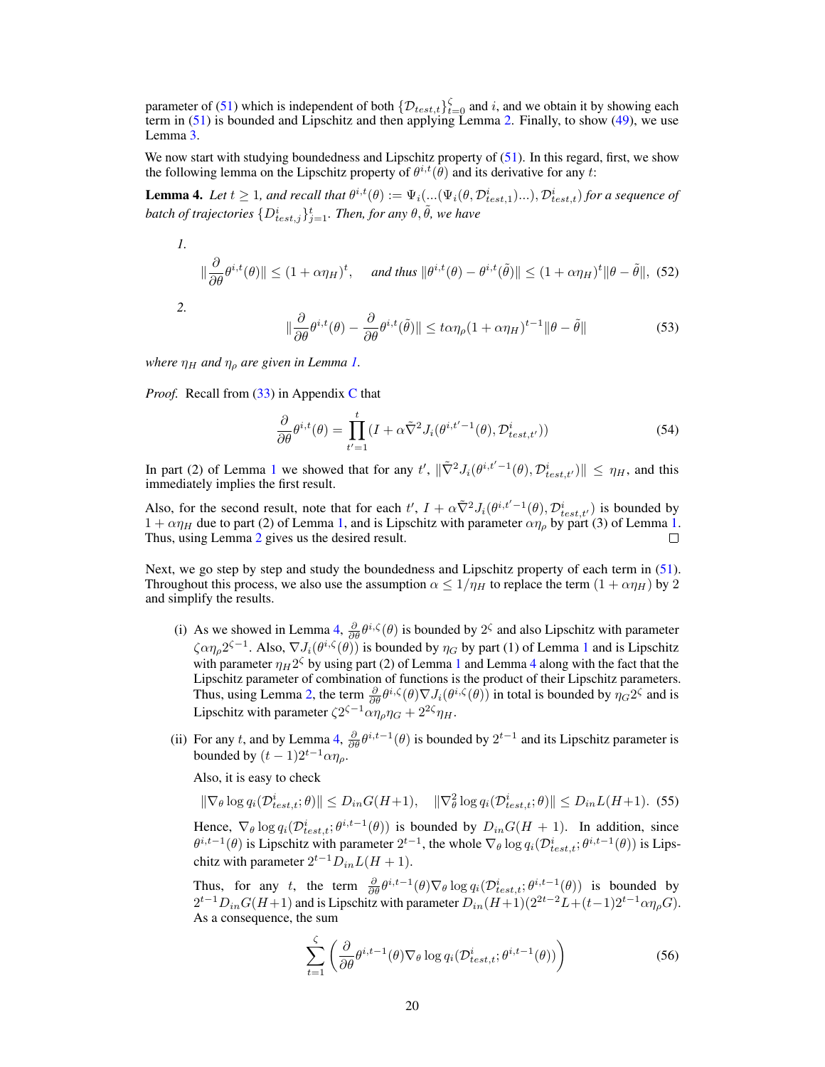parameter of (51) which is independent of both $\{\mathcal{D}_{test,t}\}_{t=0}^{\zeta}$ and $i$, and we obtain it by showing each term in (51) is bounded and Lipschitz and then applying Lemma 2. Finally, to show (49), we use Lemma 3.

We now start with studying boundedness and Lipschitz property of (51). In this regard, first, we show the following lemma on the Lipschitz property of $\theta^{i,t}(\theta)$ and its derivative for any $t$:

**Lemma 4.** *Let $t \geq 1$, and recall that $\theta^{i,t}(\theta) := \Psi_i(...(\Psi_i(\theta, \mathcal{D}_{test,1}^i)...), \mathcal{D}_{test,t}^i)$ for a sequence of batch of trajectories $\{D_{test,j}^i\}_{j=1}^t$. Then, for any $\theta, \tilde{\theta}$, we have*

*1.*

$$\|\frac{\partial}{\partial \theta}\theta^{i,t}(\theta)\| \leq (1+\alpha\eta_H)^t, \quad \textit{and thus } \|\theta^{i,t}(\theta) - \theta^{i,t}(\tilde{\theta})\| \leq (1+\alpha\eta_H)^t\|\theta - \tilde{\theta}\|, \tag{52}$$

*2.*

$$\|\frac{\partial}{\partial \theta}\theta^{i,t}(\theta) - \frac{\partial}{\partial \theta}\theta^{i,t}(\tilde{\theta})\| \leq t\alpha\eta_\rho(1+\alpha\eta_H)^{t-1}\|\theta - \tilde{\theta}\| \tag{53}$$

*where $\eta_H$ and $\eta_\rho$ are given in Lemma 1.*

*Proof.* Recall from (33) in Appendix C that

$$\frac{\partial}{\partial \theta}\theta^{i,t}(\theta) = \prod_{t'=1}^{t}(I + \alpha\tilde{\nabla}^2 J_i(\theta^{i,t'-1}(\theta), \mathcal{D}_{test,t'}^i)) \tag{54}$$

In part (2) of Lemma 1 we showed that for any $t'$, $\|\tilde{\nabla}^2 J_i(\theta^{i,t'-1}(\theta), \mathcal{D}_{test,t'}^i)\| \leq \eta_H$, and this immediately implies the first result.

Also, for the second result, note that for each $t'$, $I + \alpha\tilde{\nabla}^2 J_i(\theta^{i,t'-1}(\theta), \mathcal{D}_{test,t'}^i)$ is bounded by $1 + \alpha\eta_H$ due to part (2) of Lemma 1, and is Lipschitz with parameter $\alpha\eta_\rho$ by part (3) of Lemma 1. Thus, using Lemma 2 gives us the desired result. ∎

Next, we go step by step and study the boundedness and Lipschitz property of each term in (51). Throughout this process, we also use the assumption $\alpha \leq 1/\eta_H$ to replace the term $(1 + \alpha\eta_H)$ by 2 and simplify the results.

(i) As we showed in Lemma 4, $\frac{\partial}{\partial \theta}\theta^{i,\zeta}(\theta)$ is bounded by $2^\zeta$ and also Lipschitz with parameter $\zeta\alpha\eta_\rho 2^{\zeta-1}$. Also, $\nabla J_i(\theta^{i,\zeta}(\theta))$ is bounded by $\eta_G$ by part (1) of Lemma 1 and is Lipschitz with parameter $\eta_H 2^\zeta$ by using part (2) of Lemma 1 and Lemma 4 along with the fact that the Lipschitz parameter of combination of functions is the product of their Lipschitz parameters. Thus, using Lemma 2, the term $\frac{\partial}{\partial \theta}\theta^{i,\zeta}(\theta)\nabla J_i(\theta^{i,\zeta}(\theta))$ in total is bounded by $\eta_G 2^\zeta$ and is Lipschitz with parameter $\zeta 2^{\zeta-1}\alpha\eta_\rho\eta_G + 2^{2\zeta}\eta_H$.

(ii) For any $t$, and by Lemma 4, $\frac{\partial}{\partial \theta}\theta^{i,t-1}(\theta)$ is bounded by $2^{t-1}$ and its Lipschitz parameter is bounded by $(t-1)2^{t-1}\alpha\eta_\rho$.

Also, it is easy to check

$$\|\nabla_\theta \log q_i(\mathcal{D}_{test,t}^i;\theta)\| \leq D_{in}G(H+1), \quad \|\nabla_\theta^2 \log q_i(\mathcal{D}_{test,t}^i;\theta)\| \leq D_{in}L(H+1). \tag{55}$$

Hence, $\nabla_\theta \log q_i(\mathcal{D}_{test,t}^i;\theta^{i,t-1}(\theta))$ is bounded by $D_{in}G(H+1)$. In addition, since $\theta^{i,t-1}(\theta)$ is Lipschitz with parameter $2^{t-1}$, the whole $\nabla_\theta \log q_i(\mathcal{D}_{test,t}^i;\theta^{i,t-1}(\theta))$ is Lipschitz with parameter $2^{t-1}D_{in}L(H+1)$.

Thus, for any $t$, the term $\frac{\partial}{\partial \theta}\theta^{i,t-1}(\theta)\nabla_\theta \log q_i(\mathcal{D}_{test,t}^i;\theta^{i,t-1}(\theta))$ is bounded by $2^{t-1}D_{in}G(H+1)$ and is Lipschitz with parameter $D_{in}(H+1)(2^{2t-2}L+(t-1)2^{t-1}\alpha\eta_\rho G)$. As a consequence, the sum

$$\sum_{t=1}^{\zeta}\left(\frac{\partial}{\partial \theta}\theta^{i,t-1}(\theta)\nabla_\theta \log q_i(\mathcal{D}_{test,t}^i;\theta^{i,t-1}(\theta))\right) \tag{56}$$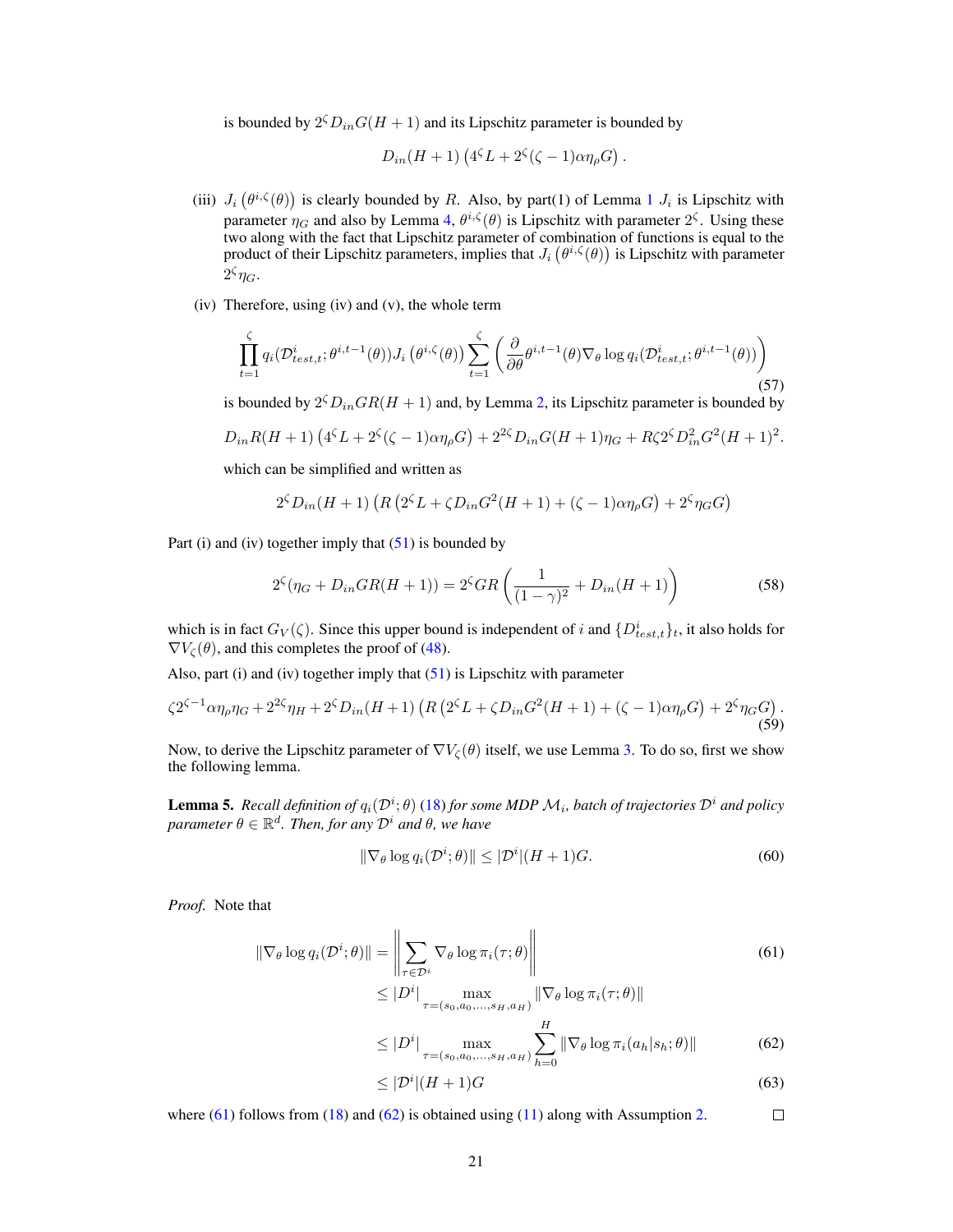is bounded by $2^\zeta D_{in} G(H+1)$ and its Lipschitz parameter is bounded by

$$D_{in}(H+1)\left(4^\zeta L + 2^\zeta(\zeta-1)\alpha\eta_\rho G\right).$$

(iii) $J_i\left(\theta^{i,\zeta}(\theta)\right)$ is clearly bounded by $R$. Also, by part(1) of Lemma 1 $J_i$ is Lipschitz with parameter $\eta_G$ and also by Lemma 4, $\theta^{i,\zeta}(\theta)$ is Lipschitz with parameter $2^\zeta$. Using these two along with the fact that Lipschitz parameter of combination of functions is equal to the product of their Lipschitz parameters, implies that $J_i\left(\theta^{i,\zeta}(\theta)\right)$ is Lipschitz with parameter $2^\zeta \eta_G$.

(iv) Therefore, using (iv) and (v), the whole term

$$\prod_{t=1}^{\zeta} q_i(\mathcal{D}^i_{test,t};\theta^{i,t-1}(\theta)) J_i\left(\theta^{i,\zeta}(\theta)\right) \sum_{t=1}^{\zeta}\left(\frac{\partial}{\partial\theta}\theta^{i,t-1}(\theta)\nabla_\theta \log q_i(\mathcal{D}^i_{test,t};\theta^{i,t-1}(\theta))\right) \tag{57}$$

is bounded by $2^\zeta D_{in} GR(H+1)$ and, by Lemma 2, its Lipschitz parameter is bounded by

$$D_{in}R(H+1)\left(4^\zeta L + 2^\zeta(\zeta-1)\alpha\eta_\rho G\right) + 2^{2\zeta}D_{in}G(H+1)\eta_G + R\zeta 2^\zeta D_{in}^2 G^2 (H+1)^2.$$

which can be simplified and written as

$$2^\zeta D_{in}(H+1)\left(R\left(2^\zeta L + \zeta D_{in}G^2(H+1) + (\zeta-1)\alpha\eta_\rho G\right) + 2^\zeta \eta_G G\right)$$

Part (i) and (iv) together imply that (51) is bounded by

$$2^\zeta(\eta_G + D_{in}GR(H+1)) = 2^\zeta GR\left(\frac{1}{(1-\gamma)^2} + D_{in}(H+1)\right) \tag{58}$$

which is in fact $G_V(\zeta)$. Since this upper bound is independent of $i$ and $\{D^i_{test,t}\}_t$, it also holds for $\nabla V_\zeta(\theta)$, and this completes the proof of (48).

Also, part (i) and (iv) together imply that (51) is Lipschitz with parameter

$$\zeta 2^{\zeta-1}\alpha\eta_\rho\eta_G + 2^{2\zeta}\eta_H + 2^\zeta D_{in}(H+1)\left(R\left(2^\zeta L + \zeta D_{in}G^2(H+1) + (\zeta-1)\alpha\eta_\rho G\right) + 2^\zeta\eta_G G\right). \tag{59}$$

Now, to derive the Lipschitz parameter of $\nabla V_\zeta(\theta)$ itself, we use Lemma 3. To do so, first we show the following lemma.

**Lemma 5.** *Recall definition of $q_i(\mathcal{D}^i;\theta)$ (18) for some MDP $\mathcal{M}_i$, batch of trajectories $\mathcal{D}^i$ and policy parameter $\theta \in \mathbb{R}^d$. Then, for any $\mathcal{D}^i$ and $\theta$, we have*

$$\|\nabla_\theta \log q_i(\mathcal{D}^i;\theta)\| \le |\mathcal{D}^i|(H+1)G. \tag{60}$$

*Proof.* Note that

$$\|\nabla_\theta \log q_i(\mathcal{D}^i;\theta)\| = \left\|\sum_{\tau\in\mathcal{D}^i}\nabla_\theta \log \pi_i(\tau;\theta)\right\| \tag{61}$$

$$\le |D^i| \max_{\tau=(s_0,a_0,\ldots,s_H,a_H)} \|\nabla_\theta \log \pi_i(\tau;\theta)\|$$

$$\le |D^i| \max_{\tau=(s_0,a_0,\ldots,s_H,a_H)} \sum_{h=0}^{H}\|\nabla_\theta \log \pi_i(a_h|s_h;\theta)\| \tag{62}$$

$$\le |\mathcal{D}^i|(H+1)G \tag{63}$$

where (61) follows from (18) and (62) is obtained using (11) along with Assumption 2. $\square$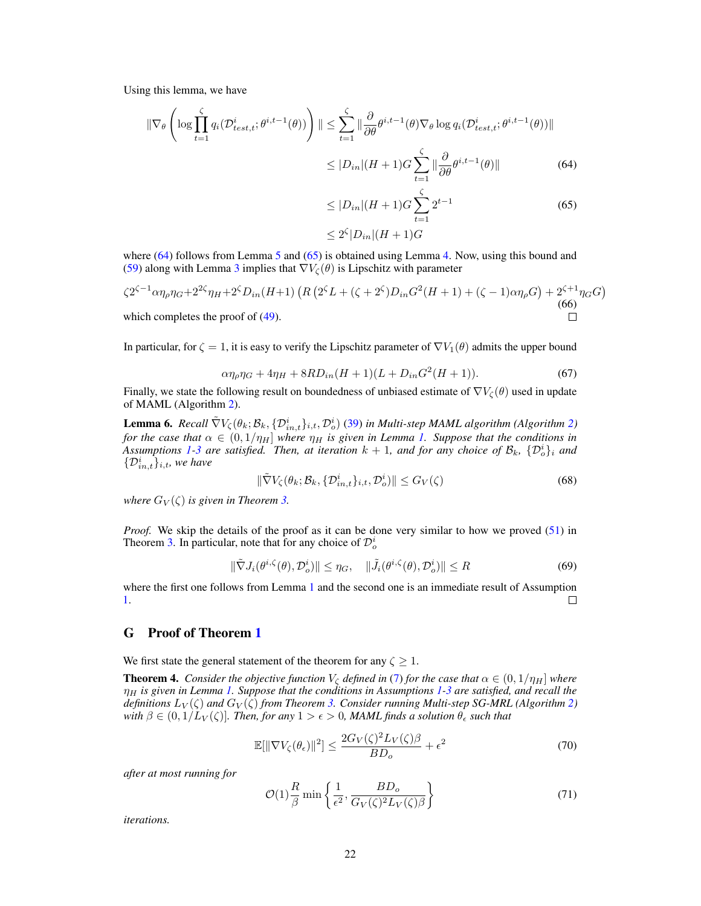Using this lemma, we have

$$
\begin{aligned}
\|\nabla_\theta \left( \log \prod_{t=1}^{\zeta} q_i(\mathcal{D}^i_{test,t}; \theta^{i,t-1}(\theta)) \right) \| &\leq \sum_{t=1}^{\zeta} \| \frac{\partial}{\partial \theta} \theta^{i,t-1}(\theta) \nabla_\theta \log q_i(\mathcal{D}^i_{test,t}; \theta^{i,t-1}(\theta)) \| \\
&\leq |D_{in}|(H+1)G \sum_{t=1}^{\zeta} \| \frac{\partial}{\partial \theta} \theta^{i,t-1}(\theta) \| \qquad (64) \\
&\leq |D_{in}|(H+1)G \sum_{t=1}^{\zeta} 2^{t-1} \qquad (65) \\
&\leq 2^{\zeta} |D_{in}|(H+1)G
\end{aligned}
$$

where (64) follows from Lemma 5 and (65) is obtained using Lemma 4. Now, using this bound and (59) along with Lemma 3 implies that $\nabla V_\zeta(\theta)$ is Lipschitz with parameter

$$
\zeta 2^{\zeta-1} \alpha \eta_\rho \eta_G + 2^{2\zeta} \eta_H + 2^{\zeta} D_{in}(H+1) \left( R \left( 2^{\zeta} L + (\zeta + 2^{\zeta}) D_{in} G^2 (H+1) + (\zeta - 1) \alpha \eta_\rho G \right) + 2^{\zeta+1} \eta_G G \right) \tag{66}
$$

which completes the proof of (49). $\square$

In particular, for $\zeta = 1$, it is easy to verify the Lipschitz parameter of $\nabla V_1(\theta)$ admits the upper bound

$$
\alpha \eta_\rho \eta_G + 4\eta_H + 8RD_{in}(H+1)(L + D_{in}G^2(H+1)). \tag{67}
$$

Finally, we state the following result on boundedness of unbiased estimate of $\nabla V_\zeta(\theta)$ used in update of MAML (Algorithm 2).

**Lemma 6.** *Recall $\tilde{\nabla} V_\zeta(\theta_k; \mathcal{B}_k, \{\mathcal{D}^i_{in,t}\}_{i,t}, \mathcal{D}^i_o)$ (39) in Multi-step MAML algorithm (Algorithm 2) for the case that $\alpha \in (0, 1/\eta_H]$ where $\eta_H$ is given in Lemma 1. Suppose that the conditions in Assumptions 1-3 are satisfied. Then, at iteration $k+1$, and for any choice of $\mathcal{B}_k$, $\{\mathcal{D}^i_o\}_i$ and $\{\mathcal{D}^i_{in,t}\}_{i,t}$, we have*

$$
\|\tilde{\nabla} V_\zeta(\theta_k; \mathcal{B}_k, \{\mathcal{D}^i_{in,t}\}_{i,t}, \mathcal{D}^i_o)\| \leq G_V(\zeta) \tag{68}
$$

*where $G_V(\zeta)$ is given in Theorem 3.*

*Proof.* We skip the details of the proof as it can be done very similar to how we proved (51) in Theorem 3. In particular, note that for any choice of $\mathcal{D}^i_o$

$$
\|\tilde{\nabla} J_i(\theta^{i,\zeta}(\theta), \mathcal{D}^i_o)\| \leq \eta_G, \quad \|\tilde{J}_i(\theta^{i,\zeta}(\theta), \mathcal{D}^i_o)\| \leq R \tag{69}
$$

where the first one follows from Lemma 1 and the second one is an immediate result of Assumption 1. $\square$

## G Proof of Theorem 1

We first state the general statement of the theorem for any $\zeta \geq 1$.

**Theorem 4.** *Consider the objective function $V_\zeta$ defined in (7) for the case that $\alpha \in (0, 1/\eta_H]$ where $\eta_H$ is given in Lemma 1. Suppose that the conditions in Assumptions 1-3 are satisfied, and recall the definitions $L_V(\zeta)$ and $G_V(\zeta)$ from Theorem 3. Consider running Multi-step SG-MRL (Algorithm 2) with $\beta \in (0, 1/L_V(\zeta)]$. Then, for any $1 > \epsilon > 0$, MAML finds a solution $\theta_\epsilon$ such that*

$$
\mathbb{E}[\|\nabla V_\zeta(\theta_\epsilon)\|^2] \leq \frac{2G_V(\zeta)^2 L_V(\zeta)\beta}{BD_o} + \epsilon^2 \tag{70}
$$

*after at most running for*

$$
\mathcal{O}(1) \frac{R}{\beta} \min \left\{ \frac{1}{\epsilon^2}, \frac{BD_o}{G_V(\zeta)^2 L_V(\zeta)\beta} \right\} \tag{71}
$$

*iterations.*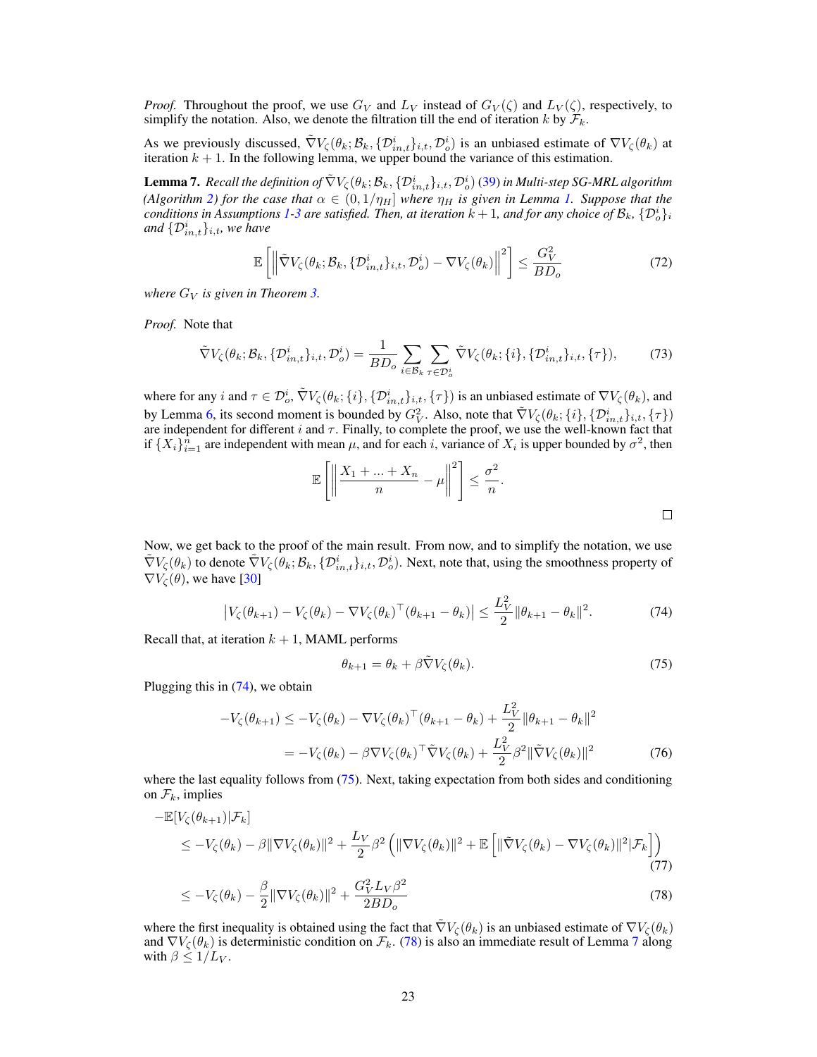*Proof.* Throughout the proof, we use $G_V$ and $L_V$ instead of $G_V(\zeta)$ and $L_V(\zeta)$, respectively, to simplify the notation. Also, we denote the filtration till the end of iteration $k$ by $\mathcal{F}_k$.

As we previously discussed, $\tilde{\nabla} V_\zeta(\theta_k; \mathcal{B}_k, \{\mathcal{D}_{in,t}^i\}_{i,t}, \mathcal{D}_o^i)$ is an unbiased estimate of $\nabla V_\zeta(\theta_k)$ at iteration $k+1$. In the following lemma, we upper bound the variance of this estimation.

**Lemma 7.** *Recall the definition of $\tilde{\nabla} V_\zeta(\theta_k; \mathcal{B}_k, \{\mathcal{D}_{in,t}^i\}_{i,t}, \mathcal{D}_o^i)$ (39) in Multi-step SG-MRL algorithm (Algorithm 2) for the case that $\alpha \in (0, 1/\eta_H]$ where $\eta_H$ is given in Lemma 1. Suppose that the conditions in Assumptions 1-3 are satisfied. Then, at iteration $k+1$, and for any choice of $\mathcal{B}_k$, $\{\mathcal{D}_o^i\}_i$ and $\{\mathcal{D}_{in,t}^i\}_{i,t}$, we have*

$$\mathbb{E}\left[\left\|\tilde{\nabla} V_\zeta(\theta_k; \mathcal{B}_k, \{\mathcal{D}_{in,t}^i\}_{i,t}, \mathcal{D}_o^i) - \nabla V_\zeta(\theta_k)\right\|^2\right] \leq \frac{G_V^2}{BD_o} \tag{72}$$

*where $G_V$ is given in Theorem 3.*

*Proof.* Note that

$$\tilde{\nabla} V_\zeta(\theta_k; \mathcal{B}_k, \{\mathcal{D}_{in,t}^i\}_{i,t}, \mathcal{D}_o^i) = \frac{1}{BD_o} \sum_{i \in \mathcal{B}_k} \sum_{\tau \in \mathcal{D}_o^i} \tilde{\nabla} V_\zeta(\theta_k; \{i\}, \{\mathcal{D}_{in,t}^i\}_{i,t}, \{\tau\}), \tag{73}$$

where for any $i$ and $\tau \in \mathcal{D}_o^i$, $\tilde{\nabla} V_\zeta(\theta_k; \{i\}, \{\mathcal{D}_{in,t}^i\}_{i,t}, \{\tau\})$ is an unbiased estimate of $\nabla V_\zeta(\theta_k)$, and by Lemma 6, its second moment is bounded by $G_V^2$. Also, note that $\tilde{\nabla} V_\zeta(\theta_k; \{i\}, \{\mathcal{D}_{in,t}^i\}_{i,t}, \{\tau\})$ are independent for different $i$ and $\tau$. Finally, to complete the proof, we use the well-known fact that if $\{X_i\}_{i=1}^n$ are independent with mean $\mu$, and for each $i$, variance of $X_i$ is upper bounded by $\sigma^2$, then

$$\mathbb{E}\left[\left\|\frac{X_1 + \ldots + X_n}{n} - \mu\right\|^2\right] \leq \frac{\sigma^2}{n}.$$

$\square$

Now, we get back to the proof of the main result. From now, and to simplify the notation, we use $\tilde{\nabla} V_\zeta(\theta_k)$ to denote $\tilde{\nabla} V_\zeta(\theta_k; \mathcal{B}_k, \{\mathcal{D}_{in,t}^i\}_{i,t}, \mathcal{D}_o^i)$. Next, note that, using the smoothness property of $\nabla V_\zeta(\theta)$, we have [30]

$$\left|V_\zeta(\theta_{k+1}) - V_\zeta(\theta_k) - \nabla V_\zeta(\theta_k)^\top (\theta_{k+1} - \theta_k)\right| \leq \frac{L_V^2}{2} \|\theta_{k+1} - \theta_k\|^2. \tag{74}$$

Recall that, at iteration $k+1$, MAML performs

$$\theta_{k+1} = \theta_k + \beta \tilde{\nabla} V_\zeta(\theta_k). \tag{75}$$

Plugging this in (74), we obtain

$$\begin{aligned}
-V_\zeta(\theta_{k+1}) &\leq -V_\zeta(\theta_k) - \nabla V_\zeta(\theta_k)^\top (\theta_{k+1} - \theta_k) + \frac{L_V^2}{2} \|\theta_{k+1} - \theta_k\|^2 \\
&= -V_\zeta(\theta_k) - \beta \nabla V_\zeta(\theta_k)^\top \tilde{\nabla} V_\zeta(\theta_k) + \frac{L_V^2}{2} \beta^2 \|\tilde{\nabla} V_\zeta(\theta_k)\|^2 
\end{aligned} \tag{76}$$

where the last equality follows from (75). Next, taking expectation from both sides and conditioning on $\mathcal{F}_k$, implies

$$\begin{aligned}
&-\mathbb{E}[V_\zeta(\theta_{k+1}) | \mathcal{F}_k] \\
&\quad \leq -V_\zeta(\theta_k) - \beta \|\nabla V_\zeta(\theta_k)\|^2 + \frac{L_V}{2} \beta^2 \left(\|\nabla V_\zeta(\theta_k)\|^2 + \mathbb{E}\left[\|\tilde{\nabla} V_\zeta(\theta_k) - \nabla V_\zeta(\theta_k)\|^2 | \mathcal{F}_k\right]\right) && (77) \\
&\quad \leq -V_\zeta(\theta_k) - \frac{\beta}{2} \|\nabla V_\zeta(\theta_k)\|^2 + \frac{G_V^2 L_V \beta^2}{2BD_o} && (78)
\end{aligned}$$

where the first inequality is obtained using the fact that $\tilde{\nabla} V_\zeta(\theta_k)$ is an unbiased estimate of $\nabla V_\zeta(\theta_k)$ and $\nabla V_\zeta(\theta_k)$ is deterministic condition on $\mathcal{F}_k$. (78) is also an immediate result of Lemma 7 along with $\beta \leq 1/L_V$.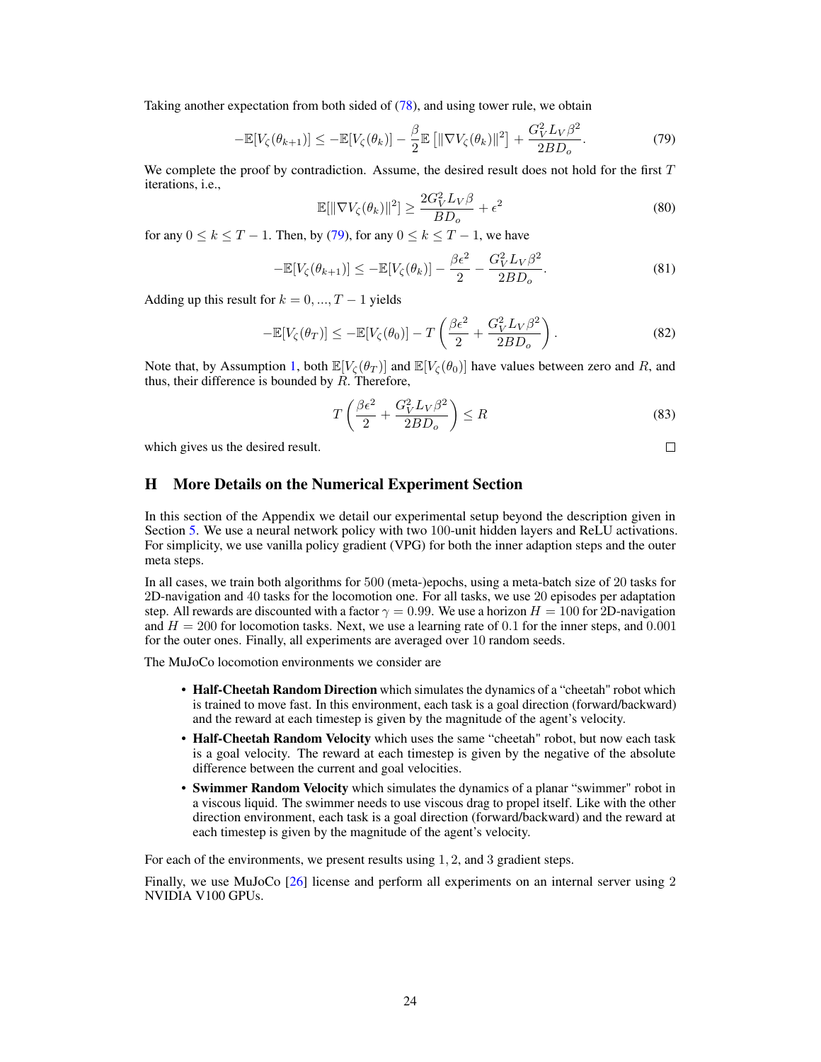Taking another expectation from both sided of (78), and using tower rule, we obtain

$$-\mathbb{E}[V_\varsigma(\theta_{k+1})] \leq -\mathbb{E}[V_\varsigma(\theta_k)] - \frac{\beta}{2}\mathbb{E}\left[\|\nabla V_\varsigma(\theta_k)\|^2\right] + \frac{G_V^2 L_V \beta^2}{2BD_o}. \tag{79}$$

We complete the proof by contradiction. Assume, the desired result does not hold for the first $T$ iterations, i.e.,

$$\mathbb{E}[\|\nabla V_\varsigma(\theta_k)\|^2] \geq \frac{2G_V^2 L_V \beta}{BD_o} + \epsilon^2 \tag{80}$$

for any $0 \leq k \leq T-1$. Then, by (79), for any $0 \leq k \leq T-1$, we have

$$-\mathbb{E}[V_\varsigma(\theta_{k+1})] \leq -\mathbb{E}[V_\varsigma(\theta_k)] - \frac{\beta\epsilon^2}{2} - \frac{G_V^2 L_V \beta^2}{2BD_o}. \tag{81}$$

Adding up this result for $k = 0, ..., T-1$ yields

$$-\mathbb{E}[V_\varsigma(\theta_T)] \leq -\mathbb{E}[V_\varsigma(\theta_0)] - T\left(\frac{\beta\epsilon^2}{2} + \frac{G_V^2 L_V \beta^2}{2BD_o}\right). \tag{82}$$

Note that, by Assumption 1, both $\mathbb{E}[V_\varsigma(\theta_T)]$ and $\mathbb{E}[V_\varsigma(\theta_0)]$ have values between zero and $R$, and thus, their difference is bounded by $R$. Therefore,

$$T\left(\frac{\beta\epsilon^2}{2} + \frac{G_V^2 L_V \beta^2}{2BD_o}\right) \leq R \tag{83}$$

which gives us the desired result. □

# H More Details on the Numerical Experiment Section

In this section of the Appendix we detail our experimental setup beyond the description given in Section 5. We use a neural network policy with two 100-unit hidden layers and ReLU activations. For simplicity, we use vanilla policy gradient (VPG) for both the inner adaption steps and the outer meta steps.

In all cases, we train both algorithms for 500 (meta-)epochs, using a meta-batch size of 20 tasks for 2D-navigation and 40 tasks for the locomotion one. For all tasks, we use 20 episodes per adaptation step. All rewards are discounted with a factor $\gamma = 0.99$. We use a horizon $H = 100$ for 2D-navigation and $H = 200$ for locomotion tasks. Next, we use a learning rate of 0.1 for the inner steps, and 0.001 for the outer ones. Finally, all experiments are averaged over 10 random seeds.

The MuJoCo locomotion environments we consider are

- **Half-Cheetah Random Direction** which simulates the dynamics of a "cheetah" robot which is trained to move fast. In this environment, each task is a goal direction (forward/backward) and the reward at each timestep is given by the magnitude of the agent's velocity.
- **Half-Cheetah Random Velocity** which uses the same "cheetah" robot, but now each task is a goal velocity. The reward at each timestep is given by the negative of the absolute difference between the current and goal velocities.
- **Swimmer Random Velocity** which simulates the dynamics of a planar "swimmer" robot in a viscous liquid. The swimmer needs to use viscous drag to propel itself. Like with the other direction environment, each task is a goal direction (forward/backward) and the reward at each timestep is given by the magnitude of the agent's velocity.

For each of the environments, we present results using 1, 2, and 3 gradient steps.

Finally, we use MuJoCo [26] license and perform all experiments on an internal server using 2 NVIDIA V100 GPUs.